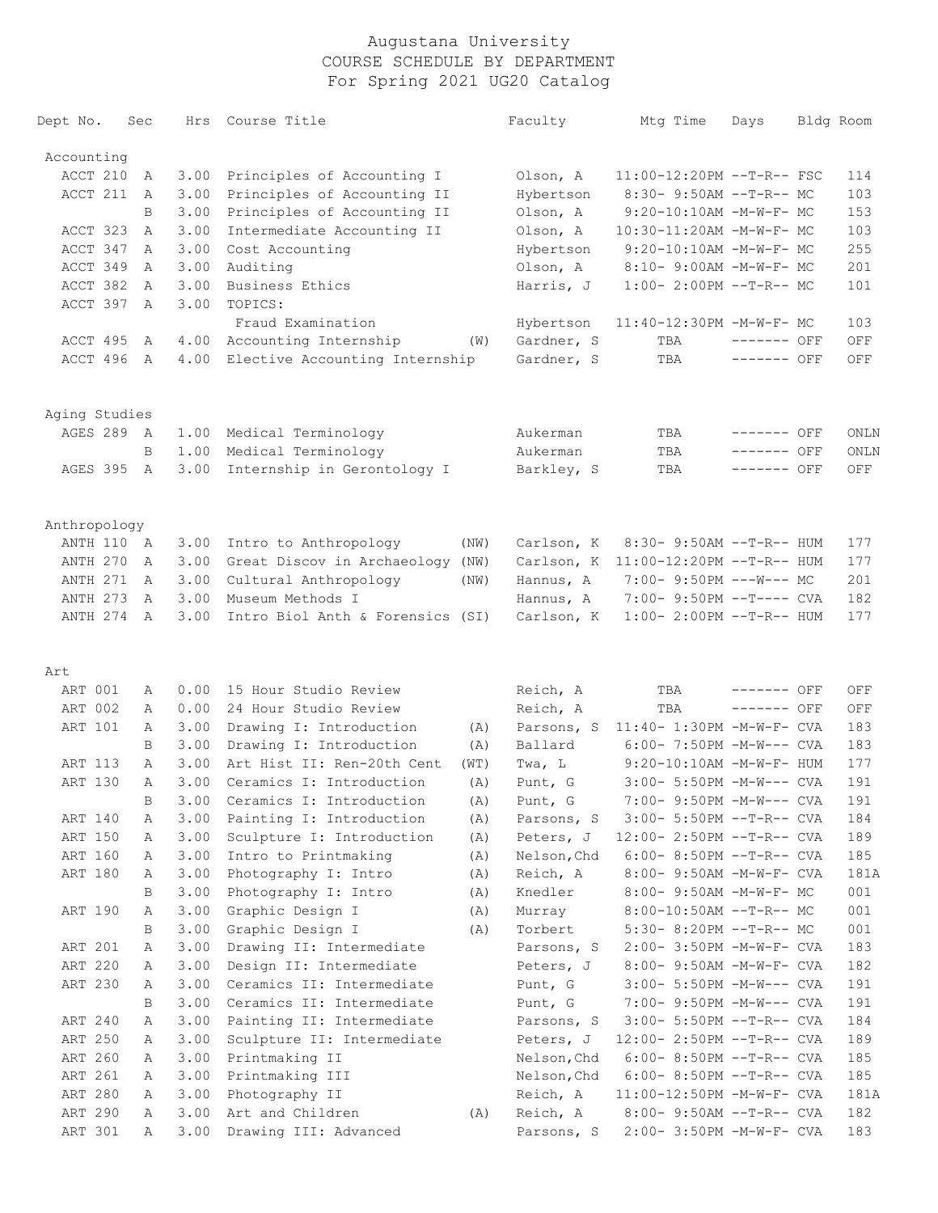# Augustana University
## COURSE SCHEDULE BY DEPARTMENT
### For Spring 2021 UG20 Catalog

| Dept No. | Sec | Hrs | Course Title | | Faculty | Mtg Time | Days | Bldg | Room |
|---|---|---|---|---|---|---|---|---|---|
| **Accounting** | | | | | | | | | |
| ACCT 210 | A | 3.00 | Principles of Accounting I | | Olson, A | 11:00-12:20PM | --T-R-- | FSC | 114 |
| ACCT 211 | A | 3.00 | Principles of Accounting II | | Hybertson | 8:30- 9:50AM | --T-R-- | MC | 103 |
| | B | 3.00 | Principles of Accounting II | | Olson, A | 9:20-10:10AM | -M-W-F- | MC | 153 |
| ACCT 323 | A | 3.00 | Intermediate Accounting II | | Olson, A | 10:30-11:20AM | -M-W-F- | MC | 103 |
| ACCT 347 | A | 3.00 | Cost Accounting | | Hybertson | 9:20-10:10AM | -M-W-F- | MC | 255 |
| ACCT 349 | A | 3.00 | Auditing | | Olson, A | 8:10- 9:00AM | -M-W-F- | MC | 201 |
| ACCT 382 | A | 3.00 | Business Ethics | | Harris, J | 1:00- 2:00PM | --T-R-- | MC | 101 |
| ACCT 397 | A | 3.00 | TOPICS: | | | | | | |
| | | | Fraud Examination | | Hybertson | 11:40-12:30PM | -M-W-F- | MC | 103 |
| ACCT 495 | A | 4.00 | Accounting Internship | (W) | Gardner, S | TBA | ------- | OFF | OFF |
| ACCT 496 | A | 4.00 | Elective Accounting Internship | | Gardner, S | TBA | ------- | OFF | OFF |
| **Aging Studies** | | | | | | | | | |
| AGES 289 | A | 1.00 | Medical Terminology | | Aukerman | TBA | ------- | OFF | ONLN |
| | B | 1.00 | Medical Terminology | | Aukerman | TBA | ------- | OFF | ONLN |
| AGES 395 | A | 3.00 | Internship in Gerontology I | | Barkley, S | TBA | ------- | OFF | OFF |
| **Anthropology** | | | | | | | | | |
| ANTH 110 | A | 3.00 | Intro to Anthropology | (NW) | Carlson, K | 8:30- 9:50AM | --T-R-- | HUM | 177 |
| ANTH 270 | A | 3.00 | Great Discov in Archaeology | (NW) | Carlson, K | 11:00-12:20PM | --T-R-- | HUM | 177 |
| ANTH 271 | A | 3.00 | Cultural Anthropology | (NW) | Hannus, A | 7:00- 9:50PM | ---W--- | MC | 201 |
| ANTH 273 | A | 3.00 | Museum Methods I | | Hannus, A | 7:00- 9:50PM | --T---- | CVA | 182 |
| ANTH 274 | A | 3.00 | Intro Biol Anth & Forensics | (SI) | Carlson, K | 1:00- 2:00PM | --T-R-- | HUM | 177 |
| **Art** | | | | | | | | | |
| ART 001 | A | 0.00 | 15 Hour Studio Review | | Reich, A | TBA | ------- | OFF | OFF |
| ART 002 | A | 0.00 | 24 Hour Studio Review | | Reich, A | TBA | ------- | OFF | OFF |
| ART 101 | A | 3.00 | Drawing I: Introduction | (A) | Parsons, S | 11:40- 1:30PM | -M-W-F- | CVA | 183 |
| | B | 3.00 | Drawing I: Introduction | (A) | Ballard | 6:00- 7:50PM | -M-W--- | CVA | 183 |
| ART 113 | A | 3.00 | Art Hist II: Ren-20th Cent | (WT) | Twa, L | 9:20-10:10AM | -M-W-F- | HUM | 177 |
| ART 130 | A | 3.00 | Ceramics I: Introduction | (A) | Punt, G | 3:00- 5:50PM | -M-W--- | CVA | 191 |
| | B | 3.00 | Ceramics I: Introduction | (A) | Punt, G | 7:00- 9:50PM | -M-W--- | CVA | 191 |
| ART 140 | A | 3.00 | Painting I: Introduction | (A) | Parsons, S | 3:00- 5:50PM | --T-R-- | CVA | 184 |
| ART 150 | A | 3.00 | Sculpture I: Introduction | (A) | Peters, J | 12:00- 2:50PM | --T-R-- | CVA | 189 |
| ART 160 | A | 3.00 | Intro to Printmaking | (A) | Nelson,Chd | 6:00- 8:50PM | --T-R-- | CVA | 185 |
| ART 180 | A | 3.00 | Photography I: Intro | (A) | Reich, A | 8:00- 9:50AM | -M-W-F- | CVA | 181A |
| | B | 3.00 | Photography I: Intro | (A) | Knedler | 8:00- 9:50AM | -M-W-F- | MC | 001 |
| ART 190 | A | 3.00 | Graphic Design I | (A) | Murray | 8:00-10:50AM | --T-R-- | MC | 001 |
| | B | 3.00 | Graphic Design I | (A) | Torbert | 5:30- 8:20PM | --T-R-- | MC | 001 |
| ART 201 | A | 3.00 | Drawing II: Intermediate | | Parsons, S | 2:00- 3:50PM | -M-W-F- | CVA | 183 |
| ART 220 | A | 3.00 | Design II: Intermediate | | Peters, J | 8:00- 9:50AM | -M-W-F- | CVA | 182 |
| ART 230 | A | 3.00 | Ceramics II: Intermediate | | Punt, G | 3:00- 5:50PM | -M-W--- | CVA | 191 |
| | B | 3.00 | Ceramics II: Intermediate | | Punt, G | 7:00- 9:50PM | -M-W--- | CVA | 191 |
| ART 240 | A | 3.00 | Painting II: Intermediate | | Parsons, S | 3:00- 5:50PM | --T-R-- | CVA | 184 |
| ART 250 | A | 3.00 | Sculpture II: Intermediate | | Peters, J | 12:00- 2:50PM | --T-R-- | CVA | 189 |
| ART 260 | A | 3.00 | Printmaking II | | Nelson,Chd | 6:00- 8:50PM | --T-R-- | CVA | 185 |
| ART 261 | A | 3.00 | Printmaking III | | Nelson,Chd | 6:00- 8:50PM | --T-R-- | CVA | 185 |
| ART 280 | A | 3.00 | Photography II | | Reich, A | 11:00-12:50PM | -M-W-F- | CVA | 181A |
| ART 290 | A | 3.00 | Art and Children | (A) | Reich, A | 8:00- 9:50AM | --T-R-- | CVA | 182 |
| ART 301 | A | 3.00 | Drawing III: Advanced | | Parsons, S | 2:00- 3:50PM | -M-W-F- | CVA | 183 |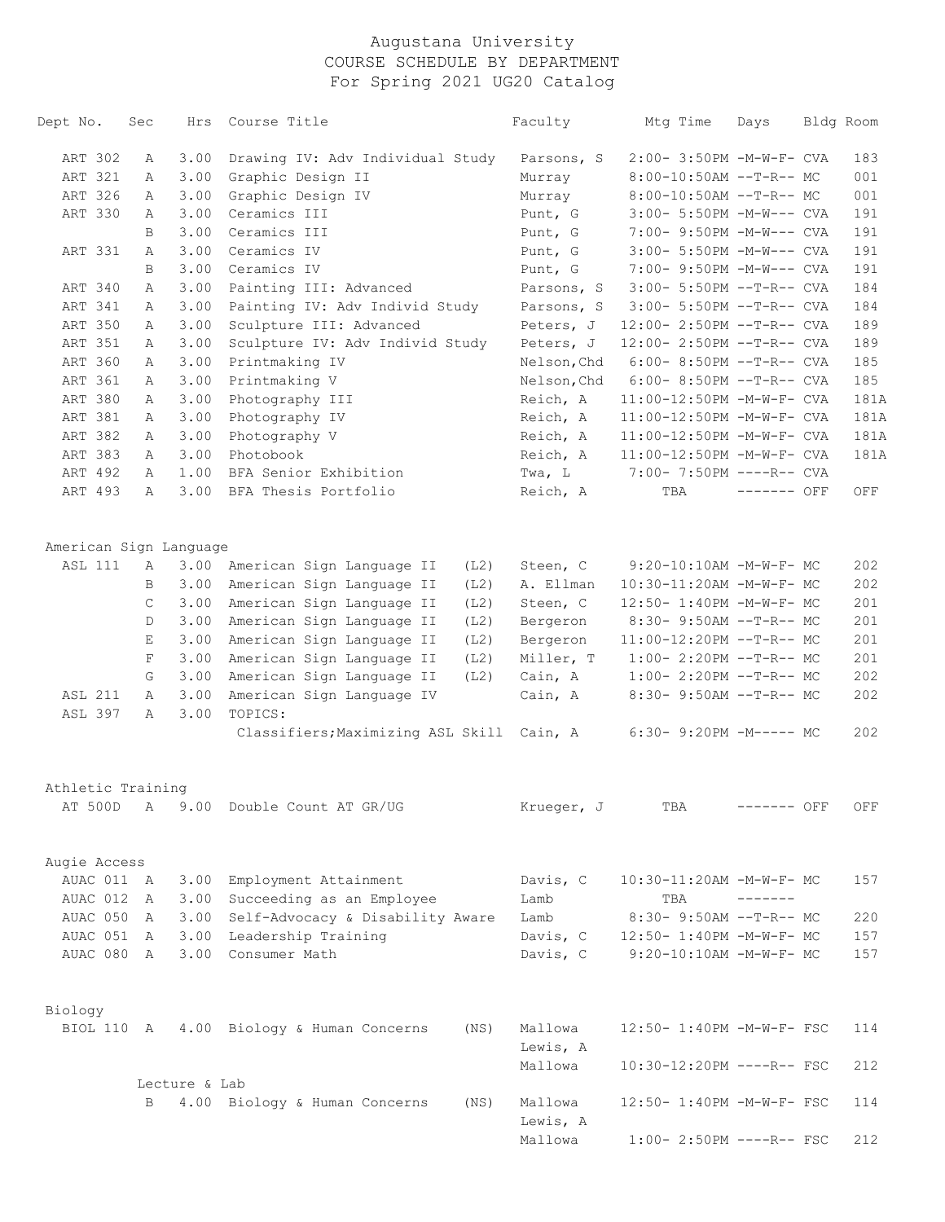# Augustana University
## COURSE SCHEDULE BY DEPARTMENT
### For Spring 2021 UG20 Catalog

| Dept No. | Sec | Hrs | Course Title | | Faculty | Mtg Time | Days | Bldg | Room |
|---|---|---|---|---|---|---|---|---|---|
| ART 302 | A | 3.00 | Drawing IV: Adv Individual Study | | Parsons, S | 2:00- 3:50PM | -M-W-F- | CVA | 183 |
| ART 321 | A | 3.00 | Graphic Design II | | Murray | 8:00-10:50AM | --T-R-- | MC | 001 |
| ART 326 | A | 3.00 | Graphic Design IV | | Murray | 8:00-10:50AM | --T-R-- | MC | 001 |
| ART 330 | A | 3.00 | Ceramics III | | Punt, G | 3:00- 5:50PM | -M-W--- | CVA | 191 |
| | B | 3.00 | Ceramics III | | Punt, G | 7:00- 9:50PM | -M-W--- | CVA | 191 |
| ART 331 | A | 3.00 | Ceramics IV | | Punt, G | 3:00- 5:50PM | -M-W--- | CVA | 191 |
| | B | 3.00 | Ceramics IV | | Punt, G | 7:00- 9:50PM | -M-W--- | CVA | 191 |
| ART 340 | A | 3.00 | Painting III: Advanced | | Parsons, S | 3:00- 5:50PM | --T-R-- | CVA | 184 |
| ART 341 | A | 3.00 | Painting IV: Adv Individ Study | | Parsons, S | 3:00- 5:50PM | --T-R-- | CVA | 184 |
| ART 350 | A | 3.00 | Sculpture III: Advanced | | Peters, J | 12:00- 2:50PM | --T-R-- | CVA | 189 |
| ART 351 | A | 3.00 | Sculpture IV: Adv Individ Study | | Peters, J | 12:00- 2:50PM | --T-R-- | CVA | 189 |
| ART 360 | A | 3.00 | Printmaking IV | | Nelson,Chd | 6:00- 8:50PM | --T-R-- | CVA | 185 |
| ART 361 | A | 3.00 | Printmaking V | | Nelson,Chd | 6:00- 8:50PM | --T-R-- | CVA | 185 |
| ART 380 | A | 3.00 | Photography III | | Reich, A | 11:00-12:50PM | -M-W-F- | CVA | 181A |
| ART 381 | A | 3.00 | Photography IV | | Reich, A | 11:00-12:50PM | -M-W-F- | CVA | 181A |
| ART 382 | A | 3.00 | Photography V | | Reich, A | 11:00-12:50PM | -M-W-F- | CVA | 181A |
| ART 383 | A | 3.00 | Photobook | | Reich, A | 11:00-12:50PM | -M-W-F- | CVA | 181A |
| ART 492 | A | 1.00 | BFA Senior Exhibition | | Twa, L | 7:00- 7:50PM | ----R-- | CVA | |
| ART 493 | A | 3.00 | BFA Thesis Portfolio | | Reich, A | TBA | ------- | OFF | OFF |

## American Sign Language

| Dept No. | Sec | Hrs | Course Title | | Faculty | Mtg Time | Days | Bldg | Room |
|---|---|---|---|---|---|---|---|---|---|
| ASL 111 | A | 3.00 | American Sign Language II | (L2) | Steen, C | 9:20-10:10AM | -M-W-F- | MC | 202 |
| | B | 3.00 | American Sign Language II | (L2) | A. Ellman | 10:30-11:20AM | -M-W-F- | MC | 202 |
| | C | 3.00 | American Sign Language II | (L2) | Steen, C | 12:50- 1:40PM | -M-W-F- | MC | 201 |
| | D | 3.00 | American Sign Language II | (L2) | Bergeron | 8:30- 9:50AM | --T-R-- | MC | 201 |
| | E | 3.00 | American Sign Language II | (L2) | Bergeron | 11:00-12:20PM | --T-R-- | MC | 201 |
| | F | 3.00 | American Sign Language II | (L2) | Miller, T | 1:00- 2:20PM | --T-R-- | MC | 201 |
| | G | 3.00 | American Sign Language II | (L2) | Cain, A | 1:00- 2:20PM | --T-R-- | MC | 202 |
| ASL 211 | A | 3.00 | American Sign Language IV | | Cain, A | 8:30- 9:50AM | --T-R-- | MC | 202 |
| ASL 397 | A | 3.00 | TOPICS: Classifiers;Maximizing ASL Skill | | Cain, A | 6:30- 9:20PM | -M----- | MC | 202 |

## Athletic Training

| Dept No. | Sec | Hrs | Course Title | | Faculty | Mtg Time | Days | Bldg | Room |
|---|---|---|---|---|---|---|---|---|---|
| AT 500D | A | 9.00 | Double Count AT GR/UG | | Krueger, J | TBA | ------- | OFF | OFF |

## Augie Access

| Dept No. | Sec | Hrs | Course Title | | Faculty | Mtg Time | Days | Bldg | Room |
|---|---|---|---|---|---|---|---|---|---|
| AUAC 011 | A | 3.00 | Employment Attainment | | Davis, C | 10:30-11:20AM | -M-W-F- | MC | 157 |
| AUAC 012 | A | 3.00 | Succeeding as an Employee | | Lamb | TBA | ------- | | |
| AUAC 050 | A | 3.00 | Self-Advocacy & Disability Aware | | Lamb | 8:30- 9:50AM | --T-R-- | MC | 220 |
| AUAC 051 | A | 3.00 | Leadership Training | | Davis, C | 12:50- 1:40PM | -M-W-F- | MC | 157 |
| AUAC 080 | A | 3.00 | Consumer Math | | Davis, C | 9:20-10:10AM | -M-W-F- | MC | 157 |

## Biology

| Dept No. | Sec | Hrs | Course Title | | Faculty | Mtg Time | Days | Bldg | Room |
|---|---|---|---|---|---|---|---|---|---|
| BIOL 110 | A | 4.00 | Biology & Human Concerns | (NS) | Mallowa | 12:50- 1:40PM | -M-W-F- | FSC | 114 |
| | | | | | Lewis, A | | | | |
| | | | | | Mallowa | 10:30-12:20PM | ----R-- | FSC | 212 |
| | Lecture & Lab | | | | | | | | |
| | B | 4.00 | Biology & Human Concerns | (NS) | Mallowa | 12:50- 1:40PM | -M-W-F- | FSC | 114 |
| | | | | | Lewis, A | | | | |
| | | | | | Mallowa | 1:00- 2:50PM | ----R-- | FSC | 212 |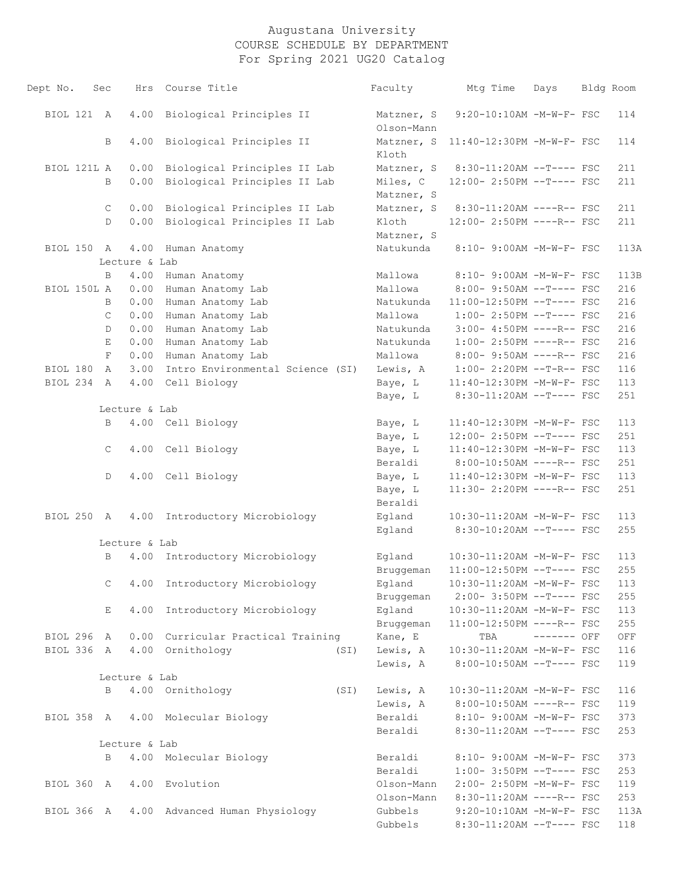# Augustana University
## COURSE SCHEDULE BY DEPARTMENT
### For Spring 2021 UG20 Catalog

| Dept No. | Sec | Hrs | Course Title | Faculty | Mtg Time | Days | Bldg | Room |
|---|---|---|---|---|---|---|---|---|
| BIOL 121 | A | 4.00 | Biological Principles II | Matzner, S | 9:20-10:10AM | -M-W-F- | FSC | 114 |
| | | | | Olson-Mann | | | | |
| | B | 4.00 | Biological Principles II | Matzner, S | 11:40-12:30PM | -M-W-F- | FSC | 114 |
| | | | | Kloth | | | | |
| BIOL 121L | A | 0.00 | Biological Principles II Lab | Matzner, S | 8:30-11:20AM | --T---- | FSC | 211 |
| | B | 0.00 | Biological Principles II Lab | Miles, C | 12:00- 2:50PM | --T---- | FSC | 211 |
| | | | | Matzner, S | | | | |
| | C | 0.00 | Biological Principles II Lab | Matzner, S | 8:30-11:20AM | ----R-- | FSC | 211 |
| | D | 0.00 | Biological Principles II Lab | Kloth | 12:00- 2:50PM | ----R-- | FSC | 211 |
| | | | | Matzner, S | | | | |
| BIOL 150 | A | 4.00 | Human Anatomy | Natukunda | 8:10- 9:00AM | -M-W-F- | FSC | 113A |
| | Lecture & Lab | | | | | | | |
| | B | 4.00 | Human Anatomy | Mallowa | 8:10- 9:00AM | -M-W-F- | FSC | 113B |
| BIOL 150L | A | 0.00 | Human Anatomy Lab | Mallowa | 8:00- 9:50AM | --T---- | FSC | 216 |
| | B | 0.00 | Human Anatomy Lab | Natukunda | 11:00-12:50PM | --T---- | FSC | 216 |
| | C | 0.00 | Human Anatomy Lab | Mallowa | 1:00- 2:50PM | --T---- | FSC | 216 |
| | D | 0.00 | Human Anatomy Lab | Natukunda | 3:00- 4:50PM | ----R-- | FSC | 216 |
| | E | 0.00 | Human Anatomy Lab | Natukunda | 1:00- 2:50PM | ----R-- | FSC | 216 |
| | F | 0.00 | Human Anatomy Lab | Mallowa | 8:00- 9:50AM | ----R-- | FSC | 216 |
| BIOL 180 | A | 3.00 | Intro Environmental Science (SI) | Lewis, A | 1:00- 2:20PM | --T-R-- | FSC | 116 |
| BIOL 234 | A | 4.00 | Cell Biology | Baye, L | 11:40-12:30PM | -M-W-F- | FSC | 113 |
| | | | | Baye, L | 8:30-11:20AM | --T---- | FSC | 251 |
| | Lecture & Lab | | | | | | | |
| | B | 4.00 | Cell Biology | Baye, L | 11:40-12:30PM | -M-W-F- | FSC | 113 |
| | | | | Baye, L | 12:00- 2:50PM | --T---- | FSC | 251 |
| | C | 4.00 | Cell Biology | Baye, L | 11:40-12:30PM | -M-W-F- | FSC | 113 |
| | | | | Beraldi | 8:00-10:50AM | ----R-- | FSC | 251 |
| | D | 4.00 | Cell Biology | Baye, L | 11:40-12:30PM | -M-W-F- | FSC | 113 |
| | | | | Baye, L | 11:30- 2:20PM | ----R-- | FSC | 251 |
| | | | | Beraldi | | | | |
| BIOL 250 | A | 4.00 | Introductory Microbiology | Egland | 10:30-11:20AM | -M-W-F- | FSC | 113 |
| | | | | Egland | 8:30-10:20AM | --T---- | FSC | 255 |
| | Lecture & Lab | | | | | | | |
| | B | 4.00 | Introductory Microbiology | Egland | 10:30-11:20AM | -M-W-F- | FSC | 113 |
| | | | | Bruggeman | 11:00-12:50PM | --T---- | FSC | 255 |
| | C | 4.00 | Introductory Microbiology | Egland | 10:30-11:20AM | -M-W-F- | FSC | 113 |
| | | | | Bruggeman | 2:00- 3:50PM | --T---- | FSC | 255 |
| | E | 4.00 | Introductory Microbiology | Egland | 10:30-11:20AM | -M-W-F- | FSC | 113 |
| | | | | Bruggeman | 11:00-12:50PM | ----R-- | FSC | 255 |
| BIOL 296 | A | 0.00 | Curricular Practical Training | Kane, E | TBA | ------- | OFF | OFF |
| BIOL 336 | A | 4.00 | Ornithology (SI) | Lewis, A | 10:30-11:20AM | -M-W-F- | FSC | 116 |
| | | | | Lewis, A | 8:00-10:50AM | --T---- | FSC | 119 |
| | Lecture & Lab | | | | | | | |
| | B | 4.00 | Ornithology (SI) | Lewis, A | 10:30-11:20AM | -M-W-F- | FSC | 116 |
| | | | | Lewis, A | 8:00-10:50AM | ----R-- | FSC | 119 |
| BIOL 358 | A | 4.00 | Molecular Biology | Beraldi | 8:10- 9:00AM | -M-W-F- | FSC | 373 |
| | | | | Beraldi | 8:30-11:20AM | --T---- | FSC | 253 |
| | Lecture & Lab | | | | | | | |
| | B | 4.00 | Molecular Biology | Beraldi | 8:10- 9:00AM | -M-W-F- | FSC | 373 |
| | | | | Beraldi | 1:00- 3:50PM | --T---- | FSC | 253 |
| BIOL 360 | A | 4.00 | Evolution | Olson-Mann | 2:00- 2:50PM | -M-W-F- | FSC | 119 |
| | | | | Olson-Mann | 8:30-11:20AM | ----R-- | FSC | 253 |
| BIOL 366 | A | 4.00 | Advanced Human Physiology | Gubbels | 9:20-10:10AM | -M-W-F- | FSC | 113A |
| | | | | Gubbels | 8:30-11:20AM | --T---- | FSC | 118 |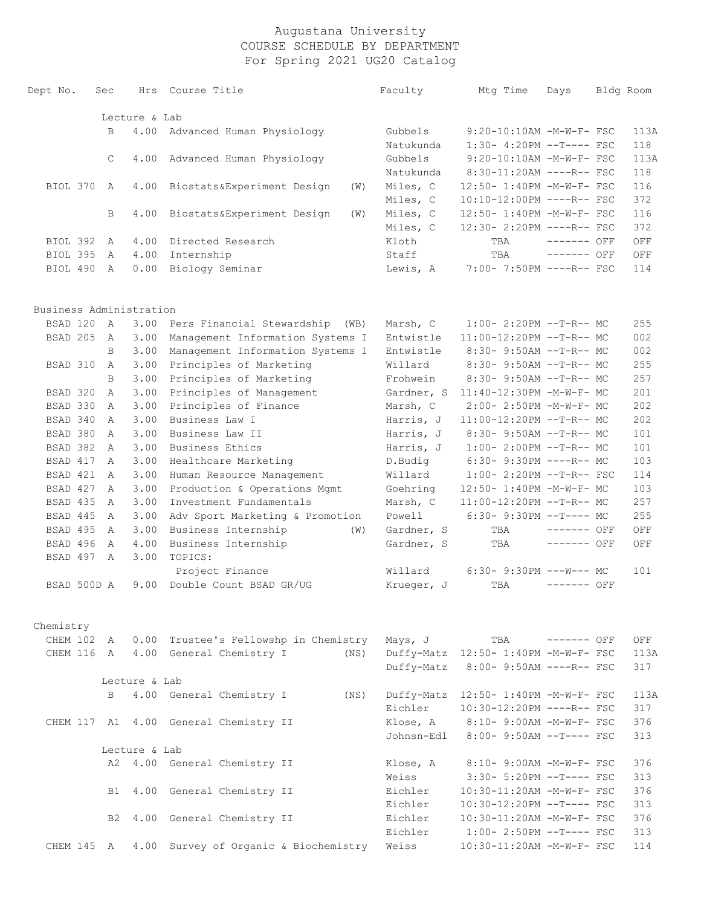# Augustana University
## COURSE SCHEDULE BY DEPARTMENT
### For Spring 2021 UG20 Catalog

| Dept No. | Sec | Hrs | Course Title | | Faculty | Mtg Time | Days | Bldg | Room |
|---|---|---|---|---|---|---|---|---|---|
| | Lecture & Lab | | | | | | | | |
| | B | 4.00 | Advanced Human Physiology | | Gubbels | 9:20-10:10AM | -M-W-F- | FSC | 113A |
| | | | | | Natukunda | 1:30- 4:20PM | --T---- | FSC | 118 |
| | C | 4.00 | Advanced Human Physiology | | Gubbels | 9:20-10:10AM | -M-W-F- | FSC | 113A |
| | | | | | Natukunda | 8:30-11:20AM | ----R-- | FSC | 118 |
| BIOL 370 | A | 4.00 | Biostats&Experiment Design | (W) | Miles, C | 12:50- 1:40PM | -M-W-F- | FSC | 116 |
| | | | | | Miles, C | 10:10-12:00PM | ----R-- | FSC | 372 |
| | B | 4.00 | Biostats&Experiment Design | (W) | Miles, C | 12:50- 1:40PM | -M-W-F- | FSC | 116 |
| | | | | | Miles, C | 12:30- 2:20PM | ----R-- | FSC | 372 |
| BIOL 392 | A | 4.00 | Directed Research | | Kloth | TBA | ------- | OFF | OFF |
| BIOL 395 | A | 4.00 | Internship | | Staff | TBA | ------- | OFF | OFF |
| BIOL 490 | A | 0.00 | Biology Seminar | | Lewis, A | 7:00- 7:50PM | ----R-- | FSC | 114 |

## Business Administration

| Dept No. | Sec | Hrs | Course Title | | Faculty | Mtg Time | Days | Bldg | Room |
|---|---|---|---|---|---|---|---|---|---|
| BSAD 120 | A | 3.00 | Pers Financial Stewardship | (WB) | Marsh, C | 1:00- 2:20PM | --T-R-- | MC | 255 |
| BSAD 205 | A | 3.00 | Management Information Systems I | | Entwistle | 11:00-12:20PM | --T-R-- | MC | 002 |
| | B | 3.00 | Management Information Systems I | | Entwistle | 8:30- 9:50AM | --T-R-- | MC | 002 |
| BSAD 310 | A | 3.00 | Principles of Marketing | | Willard | 8:30- 9:50AM | --T-R-- | MC | 255 |
| | B | 3.00 | Principles of Marketing | | Frohwein | 8:30- 9:50AM | --T-R-- | MC | 257 |
| BSAD 320 | A | 3.00 | Principles of Management | | Gardner, S | 11:40-12:30PM | -M-W-F- | MC | 201 |
| BSAD 330 | A | 3.00 | Principles of Finance | | Marsh, C | 2:00- 2:50PM | -M-W-F- | MC | 202 |
| BSAD 340 | A | 3.00 | Business Law I | | Harris, J | 11:00-12:20PM | --T-R-- | MC | 202 |
| BSAD 380 | A | 3.00 | Business Law II | | Harris, J | 8:30- 9:50AM | --T-R-- | MC | 101 |
| BSAD 382 | A | 3.00 | Business Ethics | | Harris, J | 1:00- 2:00PM | --T-R-- | MC | 101 |
| BSAD 417 | A | 3.00 | Healthcare Marketing | | D.Budig | 6:30- 9:30PM | ----R-- | MC | 103 |
| BSAD 421 | A | 3.00 | Human Resource Management | | Willard | 1:00- 2:20PM | --T-R-- | FSC | 114 |
| BSAD 427 | A | 3.00 | Production & Operations Mgmt | | Goehring | 12:50- 1:40PM | -M-W-F- | MC | 103 |
| BSAD 435 | A | 3.00 | Investment Fundamentals | | Marsh, C | 11:00-12:20PM | --T-R-- | MC | 257 |
| BSAD 445 | A | 3.00 | Adv Sport Marketing & Promotion | | Powell | 6:30- 9:30PM | --T---- | MC | 255 |
| BSAD 495 | A | 3.00 | Business Internship | (W) | Gardner, S | TBA | ------- | OFF | OFF |
| BSAD 496 | A | 4.00 | Business Internship | | Gardner, S | TBA | ------- | OFF | OFF |
| BSAD 497 | A | 3.00 | TOPICS: | | | | | | |
| | | | Project Finance | | Willard | 6:30- 9:30PM | ---W--- | MC | 101 |
| BSAD 500D | A | 9.00 | Double Count BSAD GR/UG | | Krueger, J | TBA | ------- | OFF | |

## Chemistry

| Dept No. | Sec | Hrs | Course Title | | Faculty | Mtg Time | Days | Bldg | Room |
|---|---|---|---|---|---|---|---|---|---|
| CHEM 102 | A | 0.00 | Trustee's Fellowshp in Chemistry | | Mays, J | TBA | ------- | OFF | OFF |
| CHEM 116 | A | 4.00 | General Chemistry I | (NS) | Duffy-Matz | 12:50- 1:40PM | -M-W-F- | FSC | 113A |
| | | | | | Duffy-Matz | 8:00- 9:50AM | ----R-- | FSC | 317 |
| | Lecture & Lab | | | | | | | | |
| | B | 4.00 | General Chemistry I | (NS) | Duffy-Matz | 12:50- 1:40PM | -M-W-F- | FSC | 113A |
| | | | | | Eichler | 10:30-12:20PM | ----R-- | FSC | 317 |
| CHEM 117 | A1 | 4.00 | General Chemistry II | | Klose, A | 8:10- 9:00AM | -M-W-F- | FSC | 376 |
| | | | | | Johnsn-Edl | 8:00- 9:50AM | --T---- | FSC | 313 |
| | Lecture & Lab | | | | | | | | |
| | A2 | 4.00 | General Chemistry II | | Klose, A | 8:10- 9:00AM | -M-W-F- | FSC | 376 |
| | | | | | Weiss | 3:30- 5:20PM | --T---- | FSC | 313 |
| | B1 | 4.00 | General Chemistry II | | Eichler | 10:30-11:20AM | -M-W-F- | FSC | 376 |
| | | | | | Eichler | 10:30-12:20PM | --T---- | FSC | 313 |
| | B2 | 4.00 | General Chemistry II | | Eichler | 10:30-11:20AM | -M-W-F- | FSC | 376 |
| | | | | | Eichler | 1:00- 2:50PM | --T---- | FSC | 313 |
| CHEM 145 | A | 4.00 | Survey of Organic & Biochemistry | | Weiss | 10:30-11:20AM | -M-W-F- | FSC | 114 |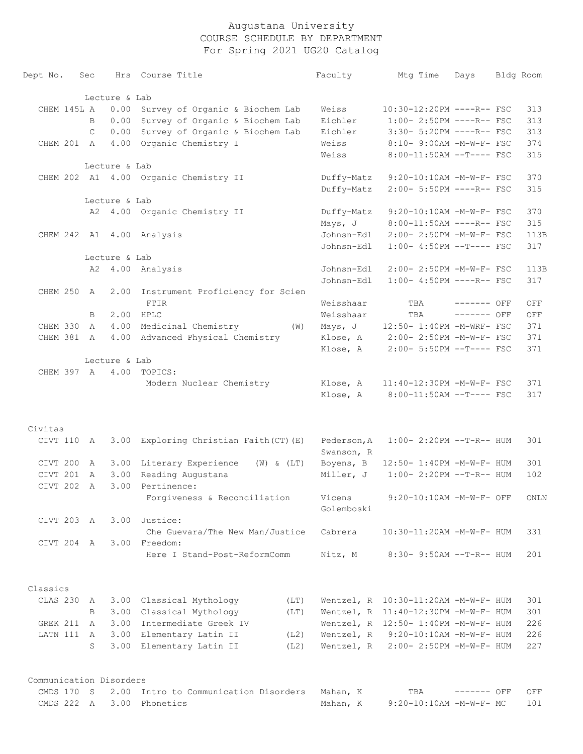# Augustana University
## COURSE SCHEDULE BY DEPARTMENT
### For Spring 2021 UG20 Catalog

| Dept | No. | Sec | Hrs | Course Title | Faculty | Mtg Time | Days | Bldg | Room |
|---|---|---|---|---|---|---|---|---|---|
| | | | | Lecture & Lab | | | | | |
| CHEM | 145L | A | 0.00 | Survey of Organic & Biochem Lab | Weiss | 10:30-12:20PM | ----R-- | FSC | 313 |
| | | B | 0.00 | Survey of Organic & Biochem Lab | Eichler | 1:00- 2:50PM | ----R-- | FSC | 313 |
| | | C | 0.00 | Survey of Organic & Biochem Lab | Eichler | 3:30- 5:20PM | ----R-- | FSC | 313 |
| CHEM | 201 | A | 4.00 | Organic Chemistry I | Weiss | 8:10- 9:00AM | -M-W-F- | FSC | 374 |
| | | | | | Weiss | 8:00-11:50AM | --T---- | FSC | 315 |
| | | | | Lecture & Lab | | | | | |
| CHEM | 202 | A1 | 4.00 | Organic Chemistry II | Duffy-Matz | 9:20-10:10AM | -M-W-F- | FSC | 370 |
| | | | | | Duffy-Matz | 2:00- 5:50PM | ----R-- | FSC | 315 |
| | | | | Lecture & Lab | | | | | |
| | | A2 | 4.00 | Organic Chemistry II | Duffy-Matz | 9:20-10:10AM | -M-W-F- | FSC | 370 |
| | | | | | Mays, J | 8:00-11:50AM | ----R-- | FSC | 315 |
| CHEM | 242 | A1 | 4.00 | Analysis | Johnsn-Edl | 2:00- 2:50PM | -M-W-F- | FSC | 113B |
| | | | | | Johnsn-Edl | 1:00- 4:50PM | --T---- | FSC | 317 |
| | | | | Lecture & Lab | | | | | |
| | | A2 | 4.00 | Analysis | Johnsn-Edl | 2:00- 2:50PM | -M-W-F- | FSC | 113B |
| | | | | | Johnsn-Edl | 1:00- 4:50PM | ----R-- | FSC | 317 |
| CHEM | 250 | A | 2.00 | Instrument Proficiency for Scien FTIR | Weisshaar | TBA | ------- | OFF | OFF |
| | | B | 2.00 | HPLC | Weisshaar | TBA | ------- | OFF | OFF |
| CHEM | 330 | A | 4.00 | Medicinal Chemistry (W) | Mays, J | 12:50- 1:40PM | -M-WRF- | FSC | 371 |
| CHEM | 381 | A | 4.00 | Advanced Physical Chemistry | Klose, A | 2:00- 2:50PM | -M-W-F- | FSC | 371 |
| | | | | | Klose, A | 2:00- 5:50PM | --T---- | FSC | 371 |
| | | | | Lecture & Lab | | | | | |
| CHEM | 397 | A | 4.00 | TOPICS: Modern Nuclear Chemistry | Klose, A | 11:40-12:30PM | -M-W-F- | FSC | 371 |
| | | | | | Klose, A | 8:00-11:50AM | --T---- | FSC | 317 |

## Civitas

| Dept | No. | Sec | Hrs | Course Title | Faculty | Mtg Time | Days | Bldg | Room |
|---|---|---|---|---|---|---|---|---|---|
| CIVT | 110 | A | 3.00 | Exploring Christian Faith(CT)(E) | Pederson,A; Swanson, R | 1:00- 2:20PM | --T-R-- | HUM | 301 |
| CIVT | 200 | A | 3.00 | Literary Experience (W) & (LT) | Boyens, B | 12:50- 1:40PM | -M-W-F- | HUM | 301 |
| CIVT | 201 | A | 3.00 | Reading Augustana | Miller, J | 1:00- 2:20PM | --T-R-- | HUM | 102 |
| CIVT | 202 | A | 3.00 | Pertinence: Forgiveness & Reconciliation | Vicens; Golemboski | 9:20-10:10AM | -M-W-F- | OFF | ONLN |
| CIVT | 203 | A | 3.00 | Justice: Che Guevara/The New Man/Justice | Cabrera | 10:30-11:20AM | -M-W-F- | HUM | 331 |
| CIVT | 204 | A | 3.00 | Freedom: Here I Stand-Post-ReformComm | Nitz, M | 8:30- 9:50AM | --T-R-- | HUM | 201 |

## Classics

| Dept | No. | Sec | Hrs | Course Title | Faculty | Mtg Time | Days | Bldg | Room |
|---|---|---|---|---|---|---|---|---|---|
| CLAS | 230 | A | 3.00 | Classical Mythology (LT) | Wentzel, R | 10:30-11:20AM | -M-W-F- | HUM | 301 |
| | | B | 3.00 | Classical Mythology (LT) | Wentzel, R | 11:40-12:30PM | -M-W-F- | HUM | 301 |
| GREK | 211 | A | 3.00 | Intermediate Greek IV | Wentzel, R | 12:50- 1:40PM | -M-W-F- | HUM | 226 |
| LATN | 111 | A | 3.00 | Elementary Latin II (L2) | Wentzel, R | 9:20-10:10AM | -M-W-F- | HUM | 226 |
| | | S | 3.00 | Elementary Latin II (L2) | Wentzel, R | 2:00- 2:50PM | -M-W-F- | HUM | 227 |

## Communication Disorders

| Dept | No. | Sec | Hrs | Course Title | Faculty | Mtg Time | Days | Bldg | Room |
|---|---|---|---|---|---|---|---|---|---|
| CMDS | 170 | S | 2.00 | Intro to Communication Disorders | Mahan, K | TBA | ------- | OFF | OFF |
| CMDS | 222 | A | 3.00 | Phonetics | Mahan, K | 9:20-10:10AM | -M-W-F- | MC | 101 |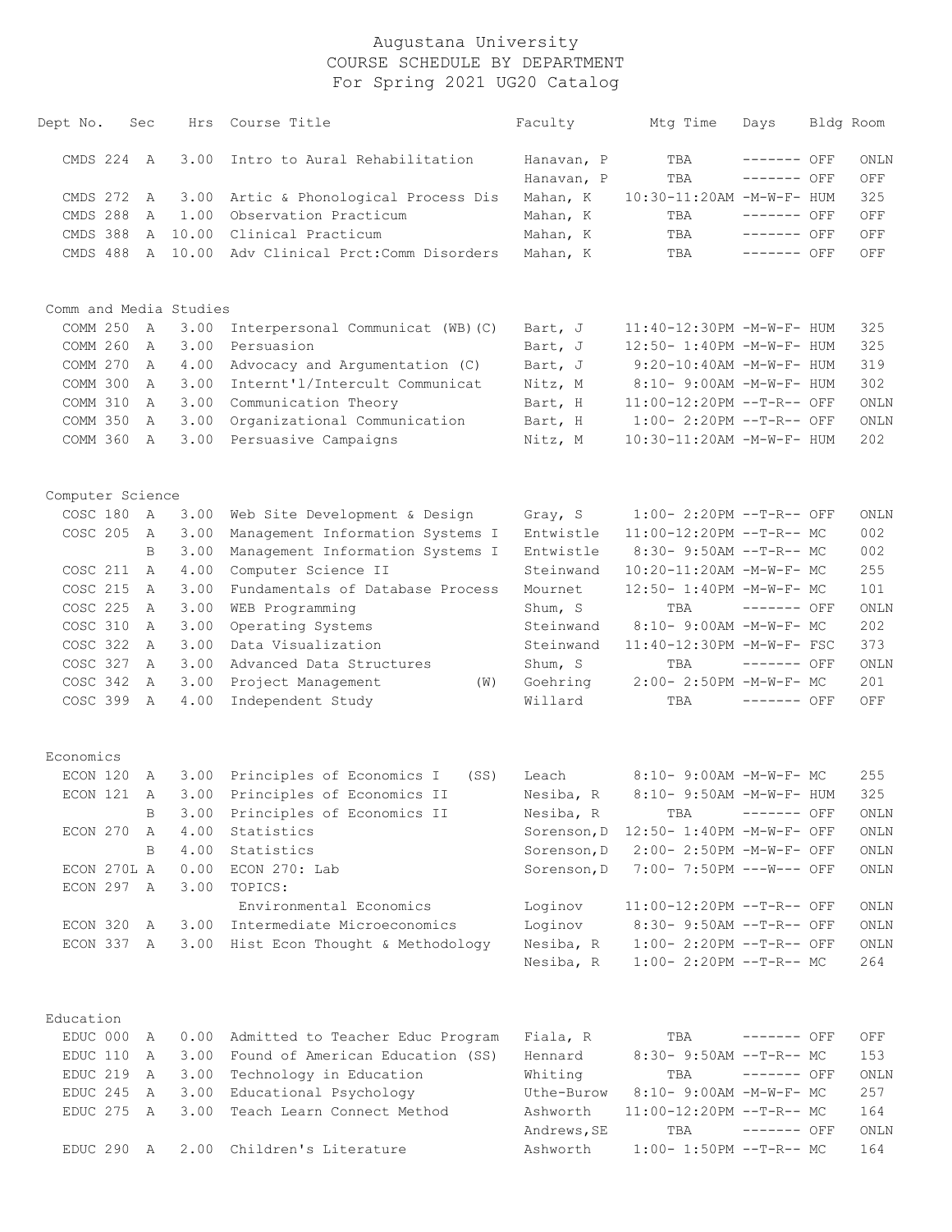# Augustana University
## COURSE SCHEDULE BY DEPARTMENT
### For Spring 2021 UG20 Catalog

| Dept | No. | Sec | Hrs | Course Title | Faculty | Mtg Time | Days | Bldg | Room |
|---|---|---|---|---|---|---|---|---|---|
| CMDS | 224 | A | 3.00 | Intro to Aural Rehabilitation | Hanavan, P | TBA | ------- | OFF | ONLN |
| | | | | | Hanavan, P | TBA | ------- | OFF | OFF |
| CMDS | 272 | A | 3.00 | Artic & Phonological Process Dis | Mahan, K | 10:30-11:20AM | -M-W-F- | HUM | 325 |
| CMDS | 288 | A | 1.00 | Observation Practicum | Mahan, K | TBA | ------- | OFF | OFF |
| CMDS | 388 | A | 10.00 | Clinical Practicum | Mahan, K | TBA | ------- | OFF | OFF |
| CMDS | 488 | A | 10.00 | Adv Clinical Prct:Comm Disorders | Mahan, K | TBA | ------- | OFF | OFF |
| **Comm and Media Studies** | | | | | | | | | |
| COMM | 250 | A | 3.00 | Interpersonal Communicat (WB)(C) | Bart, J | 11:40-12:30PM | -M-W-F- | HUM | 325 |
| COMM | 260 | A | 3.00 | Persuasion | Bart, J | 12:50- 1:40PM | -M-W-F- | HUM | 325 |
| COMM | 270 | A | 4.00 | Advocacy and Argumentation (C) | Bart, J | 9:20-10:40AM | -M-W-F- | HUM | 319 |
| COMM | 300 | A | 3.00 | Internt'l/Intercult Communicat | Nitz, M | 8:10- 9:00AM | -M-W-F- | HUM | 302 |
| COMM | 310 | A | 3.00 | Communication Theory | Bart, H | 11:00-12:20PM | --T-R-- | OFF | ONLN |
| COMM | 350 | A | 3.00 | Organizational Communication | Bart, H | 1:00- 2:20PM | --T-R-- | OFF | ONLN |
| COMM | 360 | A | 3.00 | Persuasive Campaigns | Nitz, M | 10:30-11:20AM | -M-W-F- | HUM | 202 |
| **Computer Science** | | | | | | | | | |
| COSC | 180 | A | 3.00 | Web Site Development & Design | Gray, S | 1:00- 2:20PM | --T-R-- | OFF | ONLN |
| COSC | 205 | A | 3.00 | Management Information Systems I | Entwistle | 11:00-12:20PM | --T-R-- | MC | 002 |
| | | B | 3.00 | Management Information Systems I | Entwistle | 8:30- 9:50AM | --T-R-- | MC | 002 |
| COSC | 211 | A | 4.00 | Computer Science II | Steinwand | 10:20-11:20AM | -M-W-F- | MC | 255 |
| COSC | 215 | A | 3.00 | Fundamentals of Database Process | Mournet | 12:50- 1:40PM | -M-W-F- | MC | 101 |
| COSC | 225 | A | 3.00 | WEB Programming | Shum, S | TBA | ------- | OFF | ONLN |
| COSC | 310 | A | 3.00 | Operating Systems | Steinwand | 8:10- 9:00AM | -M-W-F- | MC | 202 |
| COSC | 322 | A | 3.00 | Data Visualization | Steinwand | 11:40-12:30PM | -M-W-F- | FSC | 373 |
| COSC | 327 | A | 3.00 | Advanced Data Structures | Shum, S | TBA | ------- | OFF | ONLN |
| COSC | 342 | A | 3.00 | Project Management (W) | Goehring | 2:00- 2:50PM | -M-W-F- | MC | 201 |
| COSC | 399 | A | 4.00 | Independent Study | Willard | TBA | ------- | OFF | OFF |
| **Economics** | | | | | | | | | |
| ECON | 120 | A | 3.00 | Principles of Economics I (SS) | Leach | 8:10- 9:00AM | -M-W-F- | MC | 255 |
| ECON | 121 | A | 3.00 | Principles of Economics II | Nesiba, R | 8:10- 9:50AM | -M-W-F- | HUM | 325 |
| | | B | 3.00 | Principles of Economics II | Nesiba, R | TBA | ------- | OFF | ONLN |
| ECON | 270 | A | 4.00 | Statistics | Sorenson,D | 12:50- 1:40PM | -M-W-F- | OFF | ONLN |
| | | B | 4.00 | Statistics | Sorenson,D | 2:00- 2:50PM | -M-W-F- | OFF | ONLN |
| ECON | 270L | A | 0.00 | ECON 270: Lab | Sorenson,D | 7:00- 7:50PM | ---W--- | OFF | ONLN |
| ECON | 297 | A | 3.00 | TOPICS: | | | | | |
| | | | | Environmental Economics | Loginov | 11:00-12:20PM | --T-R-- | OFF | ONLN |
| ECON | 320 | A | 3.00 | Intermediate Microeconomics | Loginov | 8:30- 9:50AM | --T-R-- | OFF | ONLN |
| ECON | 337 | A | 3.00 | Hist Econ Thought & Methodology | Nesiba, R | 1:00- 2:20PM | --T-R-- | OFF | ONLN |
| | | | | | Nesiba, R | 1:00- 2:20PM | --T-R-- | MC | 264 |
| **Education** | | | | | | | | | |
| EDUC | 000 | A | 0.00 | Admitted to Teacher Educ Program | Fiala, R | TBA | ------- | OFF | OFF |
| EDUC | 110 | A | 3.00 | Found of American Education (SS) | Hennard | 8:30- 9:50AM | --T-R-- | MC | 153 |
| EDUC | 219 | A | 3.00 | Technology in Education | Whiting | TBA | ------- | OFF | ONLN |
| EDUC | 245 | A | 3.00 | Educational Psychology | Uthe-Burow | 8:10- 9:00AM | -M-W-F- | MC | 257 |
| EDUC | 275 | A | 3.00 | Teach Learn Connect Method | Ashworth | 11:00-12:20PM | --T-R-- | MC | 164 |
| | | | | | Andrews,SE | TBA | ------- | OFF | ONLN |
| EDUC | 290 | A | 2.00 | Children's Literature | Ashworth | 1:00- 1:50PM | --T-R-- | MC | 164 |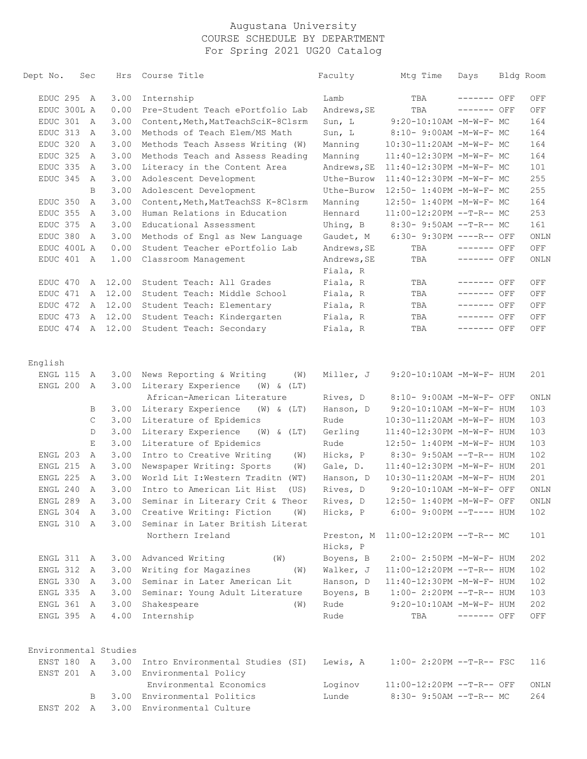# Augustana University
## COURSE SCHEDULE BY DEPARTMENT
### For Spring 2021 UG20 Catalog

| Dept | No. | Sec | Hrs | Course Title | Faculty | Mtg Time | Days | Bldg | Room |
|---|---|---|---|---|---|---|---|---|---|
| EDUC | 295 | A | 3.00 | Internship | Lamb | TBA | ------- | OFF | OFF |
| EDUC | 300L | A | 0.00 | Pre-Student Teach ePortfolio Lab | Andrews,SE | TBA | ------- | OFF | OFF |
| EDUC | 301 | A | 3.00 | Content,Meth,MatTeachSciK-8Clsrm | Sun, L | 9:20-10:10AM | -M-W-F- | MC | 164 |
| EDUC | 313 | A | 3.00 | Methods of Teach Elem/MS Math | Sun, L | 8:10- 9:00AM | -M-W-F- | MC | 164 |
| EDUC | 320 | A | 3.00 | Methods Teach Assess Writing (W) | Manning | 10:30-11:20AM | -M-W-F- | MC | 164 |
| EDUC | 325 | A | 3.00 | Methods Teach and Assess Reading | Manning | 11:40-12:30PM | -M-W-F- | MC | 164 |
| EDUC | 335 | A | 3.00 | Literacy in the Content Area | Andrews,SE | 11:40-12:30PM | -M-W-F- | MC | 101 |
| EDUC | 345 | A | 3.00 | Adolescent Development | Uthe-Burow | 11:40-12:30PM | -M-W-F- | MC | 255 |
| | | B | 3.00 | Adolescent Development | Uthe-Burow | 12:50- 1:40PM | -M-W-F- | MC | 255 |
| EDUC | 350 | A | 3.00 | Content,Meth,MatTeachSS K-8Clsrm | Manning | 12:50- 1:40PM | -M-W-F- | MC | 164 |
| EDUC | 355 | A | 3.00 | Human Relations in Education | Hennard | 11:00-12:20PM | --T-R-- | MC | 253 |
| EDUC | 375 | A | 3.00 | Educational Assessment | Uhing, B | 8:30- 9:50AM | --T-R-- | MC | 161 |
| EDUC | 380 | A | 3.00 | Methods of Engl as New Language | Gaudet, M | 6:30- 9:30PM | ----R-- | OFF | ONLN |
| EDUC | 400L | A | 0.00 | Student Teacher ePortfolio Lab | Andrews,SE | TBA | ------- | OFF | OFF |
| EDUC | 401 | A | 1.00 | Classroom Management | Andrews,SE<br>Fiala, R | TBA | ------- | OFF | ONLN |
| EDUC | 470 | A | 12.00 | Student Teach: All Grades | Fiala, R | TBA | ------- | OFF | OFF |
| EDUC | 471 | A | 12.00 | Student Teach: Middle School | Fiala, R | TBA | ------- | OFF | OFF |
| EDUC | 472 | A | 12.00 | Student Teach: Elementary | Fiala, R | TBA | ------- | OFF | OFF |
| EDUC | 473 | A | 12.00 | Student Teach: Kindergarten | Fiala, R | TBA | ------- | OFF | OFF |
| EDUC | 474 | A | 12.00 | Student Teach: Secondary | Fiala, R | TBA | ------- | OFF | OFF |

## English

| Dept | No. | Sec | Hrs | Course Title | Faculty | Mtg Time | Days | Bldg | Room |
|---|---|---|---|---|---|---|---|---|---|
| ENGL | 115 | A | 3.00 | News Reporting & Writing (W) | Miller, J | 9:20-10:10AM | -M-W-F- | HUM | 201 |
| ENGL | 200 | A | 3.00 | Literary Experience (W) & (LT)<br>African-American Literature | Rives, D | 8:10- 9:00AM | -M-W-F- | OFF | ONLN |
| | | B | 3.00 | Literary Experience (W) & (LT) | Hanson, D | 9:20-10:10AM | -M-W-F- | HUM | 103 |
| | | C | 3.00 | Literature of Epidemics | Rude | 10:30-11:20AM | -M-W-F- | HUM | 103 |
| | | D | 3.00 | Literary Experience (W) & (LT) | Gerling | 11:40-12:30PM | -M-W-F- | HUM | 103 |
| | | E | 3.00 | Literature of Epidemics | Rude | 12:50- 1:40PM | -M-W-F- | HUM | 103 |
| ENGL | 203 | A | 3.00 | Intro to Creative Writing (W) | Hicks, P | 8:30- 9:50AM | --T-R-- | HUM | 102 |
| ENGL | 215 | A | 3.00 | Newspaper Writing: Sports (W) | Gale, D. | 11:40-12:30PM | -M-W-F- | HUM | 201 |
| ENGL | 225 | A | 3.00 | World Lit I:Western Traditn (WT) | Hanson, D | 10:30-11:20AM | -M-W-F- | HUM | 201 |
| ENGL | 240 | A | 3.00 | Intro to American Lit Hist (US) | Rives, D | 9:20-10:10AM | -M-W-F- | OFF | ONLN |
| ENGL | 289 | A | 3.00 | Seminar in Literary Crit & Theor | Rives, D | 12:50- 1:40PM | -M-W-F- | OFF | ONLN |
| ENGL | 304 | A | 3.00 | Creative Writing: Fiction (W) | Hicks, P | 6:00- 9:00PM | --T---- | HUM | 102 |
| ENGL | 310 | A | 3.00 | Seminar in Later British Literat<br>Northern Ireland | Preston, M<br>Hicks, P | 11:00-12:20PM | --T-R-- | MC | 101 |
| ENGL | 311 | A | 3.00 | Advanced Writing (W) | Boyens, B | 2:00- 2:50PM | -M-W-F- | HUM | 202 |
| ENGL | 312 | A | 3.00 | Writing for Magazines (W) | Walker, J | 11:00-12:20PM | --T-R-- | HUM | 102 |
| ENGL | 330 | A | 3.00 | Seminar in Later American Lit | Hanson, D | 11:40-12:30PM | -M-W-F- | HUM | 102 |
| ENGL | 335 | A | 3.00 | Seminar: Young Adult Literature | Boyens, B | 1:00- 2:20PM | --T-R-- | HUM | 103 |
| ENGL | 361 | A | 3.00 | Shakespeare (W) | Rude | 9:20-10:10AM | -M-W-F- | HUM | 202 |
| ENGL | 395 | A | 4.00 | Internship | Rude | TBA | ------- | OFF | OFF |

## Environmental Studies

| Dept | No. | Sec | Hrs | Course Title | Faculty | Mtg Time | Days | Bldg | Room |
|---|---|---|---|---|---|---|---|---|---|
| ENST | 180 | A | 3.00 | Intro Environmental Studies (SI) | Lewis, A | 1:00- 2:20PM | --T-R-- | FSC | 116 |
| ENST | 201 | A | 3.00 | Environmental Policy<br>Environmental Economics | Loginov | 11:00-12:20PM | --T-R-- | OFF | ONLN |
| | | B | 3.00 | Environmental Politics | Lunde | 8:30- 9:50AM | --T-R-- | MC | 264 |
| ENST | 202 | A | 3.00 | Environmental Culture | | | | | |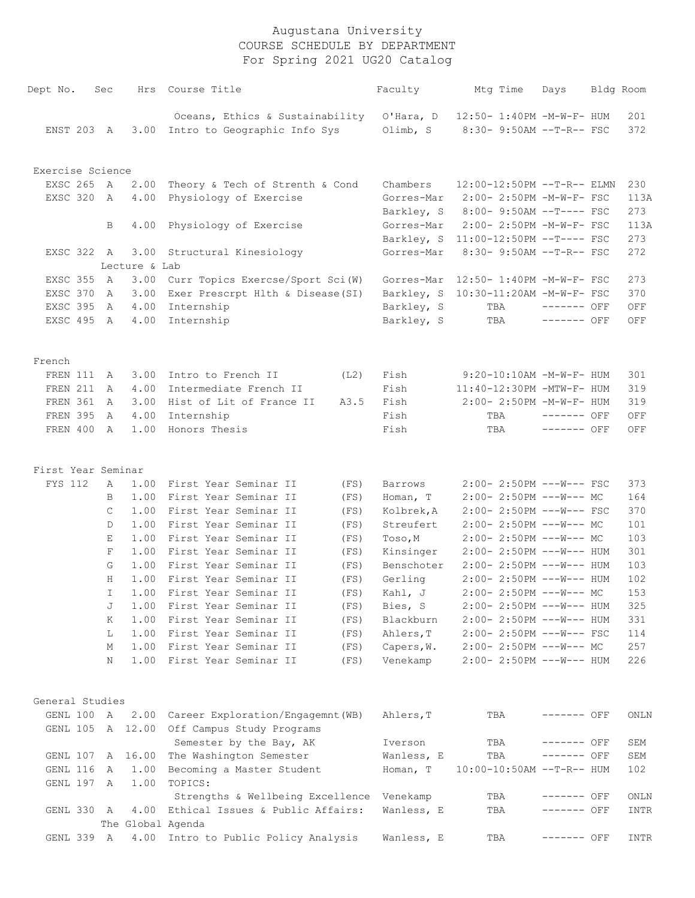# Augustana University
## COURSE SCHEDULE BY DEPARTMENT
### For Spring 2021 UG20 Catalog

| Dept No. | Sec | Hrs | Course Title | | Faculty | Mtg Time | Days | Bldg | Room |
|---|---|---|---|---|---|---|---|---|---|
| | | | Oceans, Ethics & Sustainability | | O'Hara, D | 12:50- 1:40PM | -M-W-F- | HUM | 201 |
| ENST 203 | A | 3.00 | Intro to Geographic Info Sys | | Olimb, S | 8:30- 9:50AM | --T-R-- | FSC | 372 |
| **Exercise Science** | | | | | | | | | |
| EXSC 265 | A | 2.00 | Theory & Tech of Strenth & Cond | | Chambers | 12:00-12:50PM | --T-R-- | ELMN | 230 |
| EXSC 320 | A | 4.00 | Physiology of Exercise | | Gorres-Mar | 2:00- 2:50PM | -M-W-F- | FSC | 113A |
| | | | | | Barkley, S | 8:00- 9:50AM | --T---- | FSC | 273 |
| | B | 4.00 | Physiology of Exercise | | Gorres-Mar | 2:00- 2:50PM | -M-W-F- | FSC | 113A |
| | | | | | Barkley, S | 11:00-12:50PM | --T---- | FSC | 273 |
| EXSC 322 | A | 3.00 | Structural Kinesiology | | Gorres-Mar | 8:30- 9:50AM | --T-R-- | FSC | 272 |
| | Lecture & Lab | | | | | | | | |
| EXSC 355 | A | 3.00 | Curr Topics Exercse/Sport Sci(W) | | Gorres-Mar | 12:50- 1:40PM | -M-W-F- | FSC | 273 |
| EXSC 370 | A | 3.00 | Exer Prescrpt Hlth & Disease(SI) | | Barkley, S | 10:30-11:20AM | -M-W-F- | FSC | 370 |
| EXSC 395 | A | 4.00 | Internship | | Barkley, S | TBA | ------- | OFF | OFF |
| EXSC 495 | A | 4.00 | Internship | | Barkley, S | TBA | ------- | OFF | OFF |
| **French** | | | | | | | | | |
| FREN 111 | A | 3.00 | Intro to French II | (L2) | Fish | 9:20-10:10AM | -M-W-F- | HUM | 301 |
| FREN 211 | A | 4.00 | Intermediate French II | | Fish | 11:40-12:30PM | -MTW-F- | HUM | 319 |
| FREN 361 | A | 3.00 | Hist of Lit of France II | A3.5 | Fish | 2:00- 2:50PM | -M-W-F- | HUM | 319 |
| FREN 395 | A | 4.00 | Internship | | Fish | TBA | ------- | OFF | OFF |
| FREN 400 | A | 1.00 | Honors Thesis | | Fish | TBA | ------- | OFF | OFF |
| **First Year Seminar** | | | | | | | | | |
| FYS 112 | A | 1.00 | First Year Seminar II | (FS) | Barrows | 2:00- 2:50PM | ---W--- | FSC | 373 |
| | B | 1.00 | First Year Seminar II | (FS) | Homan, T | 2:00- 2:50PM | ---W--- | MC | 164 |
| | C | 1.00 | First Year Seminar II | (FS) | Kolbrek,A | 2:00- 2:50PM | ---W--- | FSC | 370 |
| | D | 1.00 | First Year Seminar II | (FS) | Streufert | 2:00- 2:50PM | ---W--- | MC | 101 |
| | E | 1.00 | First Year Seminar II | (FS) | Toso,M | 2:00- 2:50PM | ---W--- | MC | 103 |
| | F | 1.00 | First Year Seminar II | (FS) | Kinsinger | 2:00- 2:50PM | ---W--- | HUM | 301 |
| | G | 1.00 | First Year Seminar II | (FS) | Benschoter | 2:00- 2:50PM | ---W--- | HUM | 103 |
| | H | 1.00 | First Year Seminar II | (FS) | Gerling | 2:00- 2:50PM | ---W--- | HUM | 102 |
| | I | 1.00 | First Year Seminar II | (FS) | Kahl, J | 2:00- 2:50PM | ---W--- | MC | 153 |
| | J | 1.00 | First Year Seminar II | (FS) | Bies, S | 2:00- 2:50PM | ---W--- | HUM | 325 |
| | K | 1.00 | First Year Seminar II | (FS) | Blackburn | 2:00- 2:50PM | ---W--- | HUM | 331 |
| | L | 1.00 | First Year Seminar II | (FS) | Ahlers,T | 2:00- 2:50PM | ---W--- | FSC | 114 |
| | M | 1.00 | First Year Seminar II | (FS) | Capers,W. | 2:00- 2:50PM | ---W--- | MC | 257 |
| | N | 1.00 | First Year Seminar II | (FS) | Venekamp | 2:00- 2:50PM | ---W--- | HUM | 226 |
| **General Studies** | | | | | | | | | |
| GENL 100 | A | 2.00 | Career Exploration/Engagemnt(WB) | | Ahlers,T | TBA | ------- | OFF | ONLN |
| GENL 105 | A | 12.00 | Off Campus Study Programs | | | | | | |
| | | | Semester by the Bay, AK | | Iverson | TBA | ------- | OFF | SEM |
| GENL 107 | A | 16.00 | The Washington Semester | | Wanless, E | TBA | ------- | OFF | SEM |
| GENL 116 | A | 1.00 | Becoming a Master Student | | Homan, T | 10:00-10:50AM | --T-R-- | HUM | 102 |
| GENL 197 | A | 1.00 | TOPICS: | | | | | | |
| | | | Strengths & Wellbeing Excellence | | Venekamp | TBA | ------- | OFF | ONLN |
| GENL 330 | A | 4.00 | Ethical Issues & Public Affairs: | | Wanless, E | TBA | ------- | OFF | INTR |
| | The Global Agenda | | | | | | | | |
| GENL 339 | A | 4.00 | Intro to Public Policy Analysis | | Wanless, E | TBA | ------- | OFF | INTR |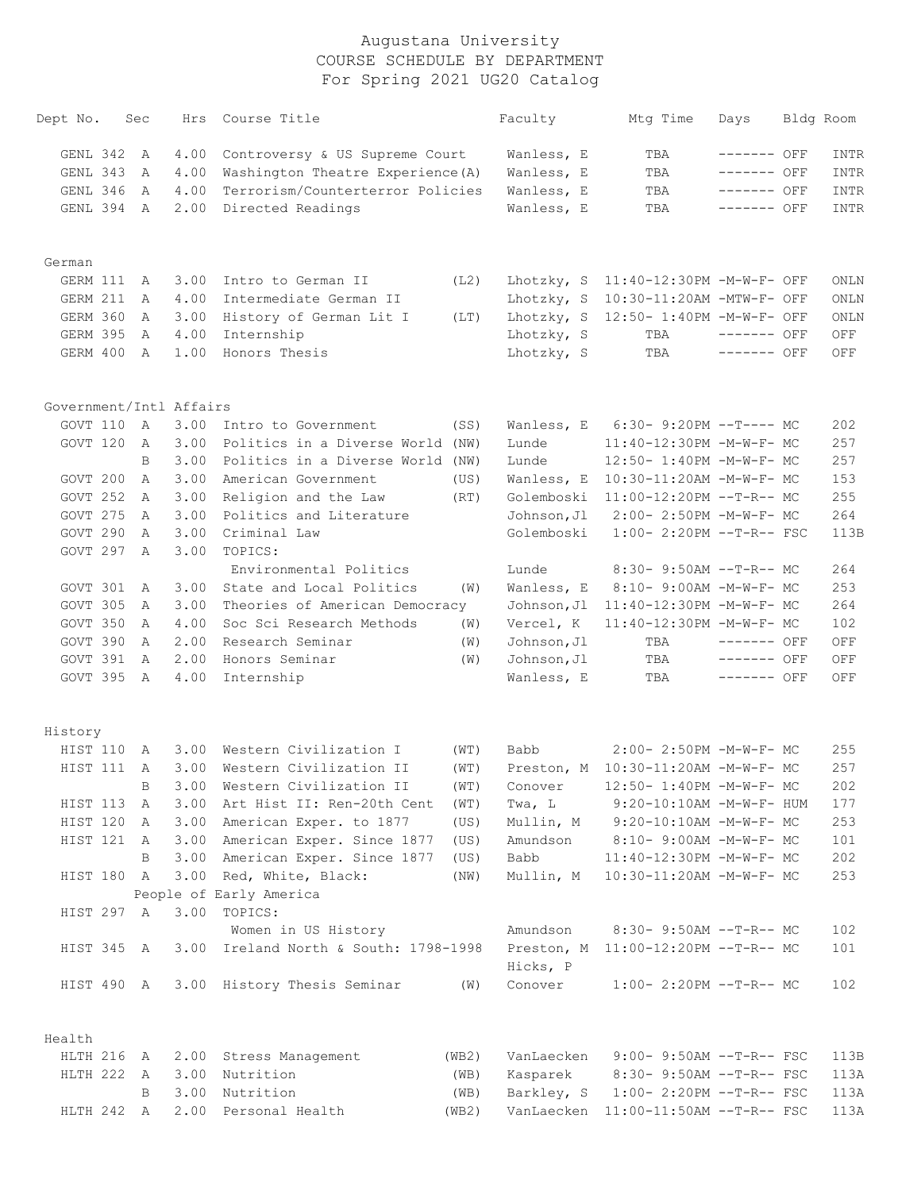# Augustana University
## COURSE SCHEDULE BY DEPARTMENT
### For Spring 2021 UG20 Catalog

| Dept No. | Sec | Hrs | Course Title | | Faculty | Mtg Time | Days | Bldg | Room |
|---|---|---|---|---|---|---|---|---|---|
| GENL 342 | A | 4.00 | Controversy & US Supreme Court | | Wanless, E | TBA | ------- | OFF | INTR |
| GENL 343 | A | 4.00 | Washington Theatre Experience(A) | | Wanless, E | TBA | ------- | OFF | INTR |
| GENL 346 | A | 4.00 | Terrorism/Counterterror Policies | | Wanless, E | TBA | ------- | OFF | INTR |
| GENL 394 | A | 2.00 | Directed Readings | | Wanless, E | TBA | ------- | OFF | INTR |
| **German** | | | | | | | | | |
| GERM 111 | A | 3.00 | Intro to German II | (L2) | Lhotzky, S | 11:40-12:30PM | -M-W-F- | OFF | ONLN |
| GERM 211 | A | 4.00 | Intermediate German II | | Lhotzky, S | 10:30-11:20AM | -MTW-F- | OFF | ONLN |
| GERM 360 | A | 3.00 | History of German Lit I | (LT) | Lhotzky, S | 12:50- 1:40PM | -M-W-F- | OFF | ONLN |
| GERM 395 | A | 4.00 | Internship | | Lhotzky, S | TBA | ------- | OFF | OFF |
| GERM 400 | A | 1.00 | Honors Thesis | | Lhotzky, S | TBA | ------- | OFF | OFF |
| **Government/Intl Affairs** | | | | | | | | | |
| GOVT 110 | A | 3.00 | Intro to Government | (SS) | Wanless, E | 6:30- 9:20PM | --T---- | MC | 202 |
| GOVT 120 | A | 3.00 | Politics in a Diverse World | (NW) | Lunde | 11:40-12:30PM | -M-W-F- | MC | 257 |
| | B | 3.00 | Politics in a Diverse World | (NW) | Lunde | 12:50- 1:40PM | -M-W-F- | MC | 257 |
| GOVT 200 | A | 3.00 | American Government | (US) | Wanless, E | 10:30-11:20AM | -M-W-F- | MC | 153 |
| GOVT 252 | A | 3.00 | Religion and the Law | (RT) | Golemboski | 11:00-12:20PM | --T-R-- | MC | 255 |
| GOVT 275 | A | 3.00 | Politics and Literature | | Johnson,Jl | 2:00- 2:50PM | -M-W-F- | MC | 264 |
| GOVT 290 | A | 3.00 | Criminal Law | | Golemboski | 1:00- 2:20PM | --T-R-- | FSC | 113B |
| GOVT 297 | A | 3.00 | TOPICS: Environmental Politics | | Lunde | 8:30- 9:50AM | --T-R-- | MC | 264 |
| GOVT 301 | A | 3.00 | State and Local Politics | (W) | Wanless, E | 8:10- 9:00AM | -M-W-F- | MC | 253 |
| GOVT 305 | A | 3.00 | Theories of American Democracy | | Johnson,Jl | 11:40-12:30PM | -M-W-F- | MC | 264 |
| GOVT 350 | A | 4.00 | Soc Sci Research Methods | (W) | Vercel, K | 11:40-12:30PM | -M-W-F- | MC | 102 |
| GOVT 390 | A | 2.00 | Research Seminar | (W) | Johnson,Jl | TBA | ------- | OFF | OFF |
| GOVT 391 | A | 2.00 | Honors Seminar | (W) | Johnson,Jl | TBA | ------- | OFF | OFF |
| GOVT 395 | A | 4.00 | Internship | | Wanless, E | TBA | ------- | OFF | OFF |
| **History** | | | | | | | | | |
| HIST 110 | A | 3.00 | Western Civilization I | (WT) | Babb | 2:00- 2:50PM | -M-W-F- | MC | 255 |
| HIST 111 | A | 3.00 | Western Civilization II | (WT) | Preston, M | 10:30-11:20AM | -M-W-F- | MC | 257 |
| | B | 3.00 | Western Civilization II | (WT) | Conover | 12:50- 1:40PM | -M-W-F- | MC | 202 |
| HIST 113 | A | 3.00 | Art Hist II: Ren-20th Cent | (WT) | Twa, L | 9:20-10:10AM | -M-W-F- | HUM | 177 |
| HIST 120 | A | 3.00 | American Exper. to 1877 | (US) | Mullin, M | 9:20-10:10AM | -M-W-F- | MC | 253 |
| HIST 121 | A | 3.00 | American Exper. Since 1877 | (US) | Amundson | 8:10- 9:00AM | -M-W-F- | MC | 101 |
| | B | 3.00 | American Exper. Since 1877 | (US) | Babb | 11:40-12:30PM | -M-W-F- | MC | 202 |
| HIST 180 | A | 3.00 | Red, White, Black: People of Early America | (NW) | Mullin, M | 10:30-11:20AM | -M-W-F- | MC | 253 |
| HIST 297 | A | 3.00 | TOPICS: Women in US History | | Amundson | 8:30- 9:50AM | --T-R-- | MC | 102 |
| HIST 345 | A | 3.00 | Ireland North & South: 1798-1998 | | Preston, M; Hicks, P | 11:00-12:20PM | --T-R-- | MC | 101 |
| HIST 490 | A | 3.00 | History Thesis Seminar | (W) | Conover | 1:00- 2:20PM | --T-R-- | MC | 102 |
| **Health** | | | | | | | | | |
| HLTH 216 | A | 2.00 | Stress Management | (WB2) | VanLaecken | 9:00- 9:50AM | --T-R-- | FSC | 113B |
| HLTH 222 | A | 3.00 | Nutrition | (WB) | Kasparek | 8:30- 9:50AM | --T-R-- | FSC | 113A |
| | B | 3.00 | Nutrition | (WB) | Barkley, S | 1:00- 2:20PM | --T-R-- | FSC | 113A |
| HLTH 242 | A | 2.00 | Personal Health | (WB2) | VanLaecken | 11:00-11:50AM | --T-R-- | FSC | 113A |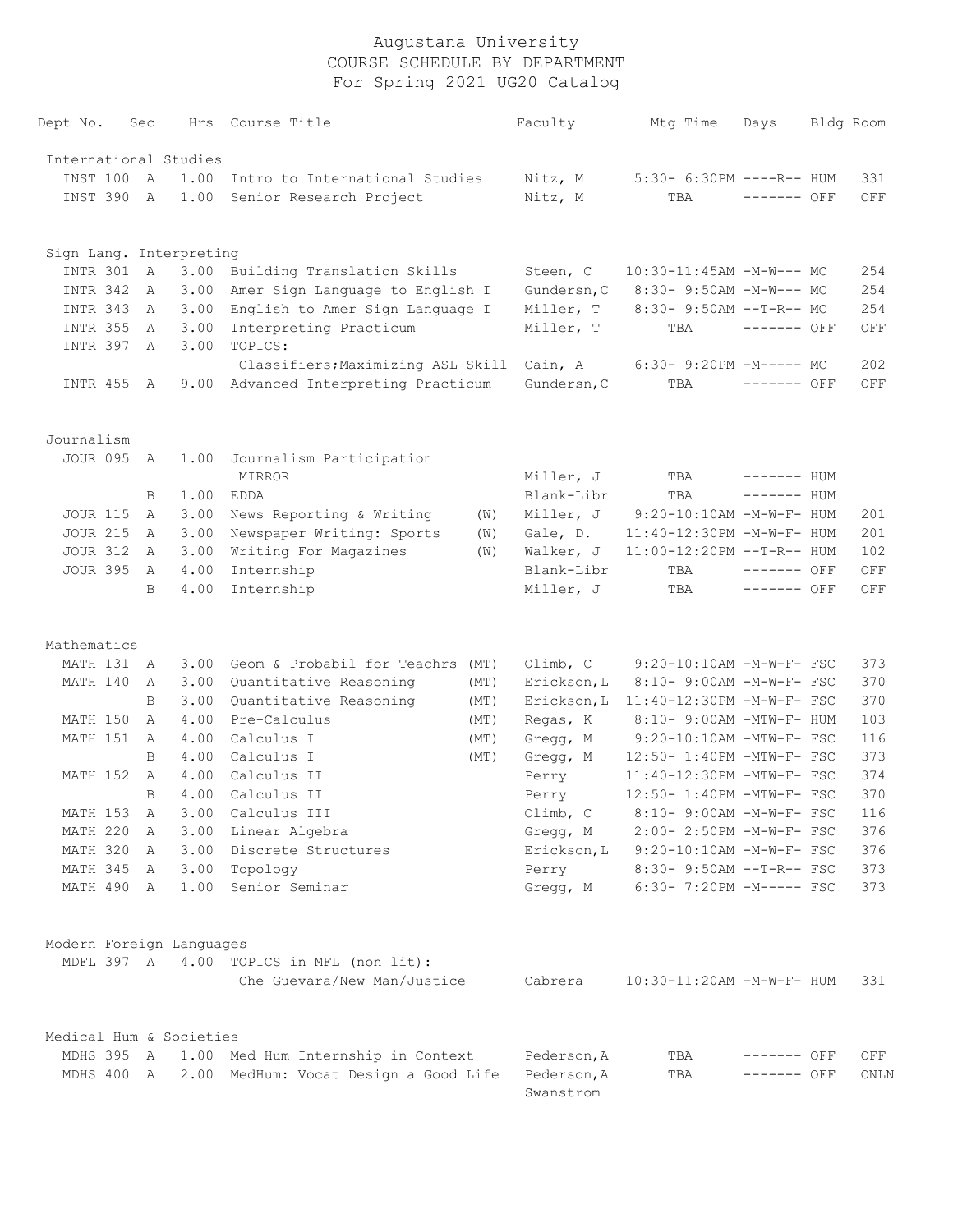# Augustana University
## COURSE SCHEDULE BY DEPARTMENT
### For Spring 2021 UG20 Catalog

| Dept | No. | Sec | Hrs | Course Title | | Faculty | Mtg Time | Days | Bldg | Room |
|---|---|---|---|---|---|---|---|---|---|---|
| **International Studies** | | | | | | | | | | |
| INST | 100 | A | 1.00 | Intro to International Studies | | Nitz, M | 5:30- 6:30PM | ----R-- | HUM | 331 |
| INST | 390 | A | 1.00 | Senior Research Project | | Nitz, M | TBA | ------- | OFF | OFF |
| **Sign Lang. Interpreting** | | | | | | | | | | |
| INTR | 301 | A | 3.00 | Building Translation Skills | | Steen, C | 10:30-11:45AM | -M-W--- | MC | 254 |
| INTR | 342 | A | 3.00 | Amer Sign Language to English I | | Gundersn,C | 8:30- 9:50AM | -M-W--- | MC | 254 |
| INTR | 343 | A | 3.00 | English to Amer Sign Language I | | Miller, T | 8:30- 9:50AM | --T-R-- | MC | 254 |
| INTR | 355 | A | 3.00 | Interpreting Practicum | | Miller, T | TBA | ------- | OFF | OFF |
| INTR | 397 | A | 3.00 | TOPICS: Classifiers;Maximizing ASL Skill | | Cain, A | 6:30- 9:20PM | -M----- | MC | 202 |
| INTR | 455 | A | 9.00 | Advanced Interpreting Practicum | | Gundersn,C | TBA | ------- | OFF | OFF |
| **Journalism** | | | | | | | | | | |
| JOUR | 095 | A | 1.00 | Journalism Participation MIRROR | | Miller, J | TBA | ------- | HUM | |
| | | B | 1.00 | EDDA | | Blank-Libr | TBA | ------- | HUM | |
| JOUR | 115 | A | 3.00 | News Reporting & Writing | (W) | Miller, J | 9:20-10:10AM | -M-W-F- | HUM | 201 |
| JOUR | 215 | A | 3.00 | Newspaper Writing: Sports | (W) | Gale, D. | 11:40-12:30PM | -M-W-F- | HUM | 201 |
| JOUR | 312 | A | 3.00 | Writing For Magazines | (W) | Walker, J | 11:00-12:20PM | --T-R-- | HUM | 102 |
| JOUR | 395 | A | 4.00 | Internship | | Blank-Libr | TBA | ------- | OFF | OFF |
| | | B | 4.00 | Internship | | Miller, J | TBA | ------- | OFF | OFF |
| **Mathematics** | | | | | | | | | | |
| MATH | 131 | A | 3.00 | Geom & Probabil for Teachrs | (MT) | Olimb, C | 9:20-10:10AM | -M-W-F- | FSC | 373 |
| MATH | 140 | A | 3.00 | Quantitative Reasoning | (MT) | Erickson,L | 8:10- 9:00AM | -M-W-F- | FSC | 370 |
| | | B | 3.00 | Quantitative Reasoning | (MT) | Erickson,L | 11:40-12:30PM | -M-W-F- | FSC | 370 |
| MATH | 150 | A | 4.00 | Pre-Calculus | (MT) | Regas, K | 8:10- 9:00AM | -MTW-F- | HUM | 103 |
| MATH | 151 | A | 4.00 | Calculus I | (MT) | Gregg, M | 9:20-10:10AM | -MTW-F- | FSC | 116 |
| | | B | 4.00 | Calculus I | (MT) | Gregg, M | 12:50- 1:40PM | -MTW-F- | FSC | 373 |
| MATH | 152 | A | 4.00 | Calculus II | | Perry | 11:40-12:30PM | -MTW-F- | FSC | 374 |
| | | B | 4.00 | Calculus II | | Perry | 12:50- 1:40PM | -MTW-F- | FSC | 370 |
| MATH | 153 | A | 3.00 | Calculus III | | Olimb, C | 8:10- 9:00AM | -M-W-F- | FSC | 116 |
| MATH | 220 | A | 3.00 | Linear Algebra | | Gregg, M | 2:00- 2:50PM | -M-W-F- | FSC | 376 |
| MATH | 320 | A | 3.00 | Discrete Structures | | Erickson,L | 9:20-10:10AM | -M-W-F- | FSC | 376 |
| MATH | 345 | A | 3.00 | Topology | | Perry | 8:30- 9:50AM | --T-R-- | FSC | 373 |
| MATH | 490 | A | 1.00 | Senior Seminar | | Gregg, M | 6:30- 7:20PM | -M----- | FSC | 373 |
| **Modern Foreign Languages** | | | | | | | | | | |
| MDFL | 397 | A | 4.00 | TOPICS in MFL (non lit): Che Guevara/New Man/Justice | | Cabrera | 10:30-11:20AM | -M-W-F- | HUM | 331 |
| **Medical Hum & Societies** | | | | | | | | | | |
| MDHS | 395 | A | 1.00 | Med Hum Internship in Context | | Pederson,A | TBA | ------- | OFF | OFF |
| MDHS | 400 | A | 2.00 | MedHum: Vocat Design a Good Life | | Pederson,A Swanstrom | TBA | ------- | OFF | ONLN |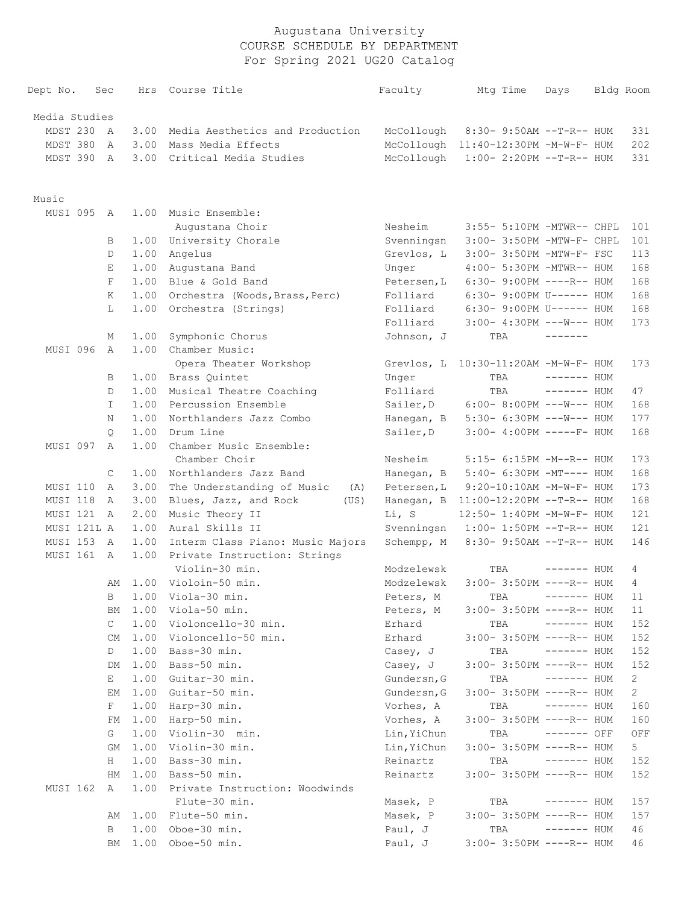# Augustana University
## COURSE SCHEDULE BY DEPARTMENT
### For Spring 2021 UG20 Catalog

| Dept No. | Sec | Hrs | Course Title | Faculty | Mtg Time | Days | Bldg | Room |
|---|---|---|---|---|---|---|---|---|
| **Media Studies** | | | | | | | | |
| MDST 230 | A | 3.00 | Media Aesthetics and Production | McCollough | 8:30- 9:50AM | --T-R-- | HUM | 331 |
| MDST 380 | A | 3.00 | Mass Media Effects | McCollough | 11:40-12:30PM | -M-W-F- | HUM | 202 |
| MDST 390 | A | 3.00 | Critical Media Studies | McCollough | 1:00- 2:20PM | --T-R-- | HUM | 331 |
| **Music** | | | | | | | | |
| MUSI 095 | A | 1.00 | Music Ensemble: Augustana Choir | Nesheim | 3:55- 5:10PM | -MTWR-- | CHPL | 101 |
| | B | 1.00 | University Chorale | Svenningsn | 3:00- 3:50PM | -MTW-F- | CHPL | 101 |
| | D | 1.00 | Angelus | Grevlos, L | 3:00- 3:50PM | -MTW-F- | FSC | 113 |
| | E | 1.00 | Augustana Band | Unger | 4:00- 5:30PM | -MTWR-- | HUM | 168 |
| | F | 1.00 | Blue & Gold Band | Petersen,L | 6:30- 9:00PM | ----R-- | HUM | 168 |
| | K | 1.00 | Orchestra (Woods,Brass,Perc) | Folliard | 6:30- 9:00PM | U------ | HUM | 168 |
| | L | 1.00 | Orchestra (Strings) | Folliard | 6:30- 9:00PM | U------ | HUM | 168 |
| | | | | Folliard | 3:00- 4:30PM | ---W--- | HUM | 173 |
| | M | 1.00 | Symphonic Chorus | Johnson, J | TBA | ------- | | |
| MUSI 096 | A | 1.00 | Chamber Music: Opera Theater Workshop | Grevlos, L | 10:30-11:20AM | -M-W-F- | HUM | 173 |
| | B | 1.00 | Brass Quintet | Unger | TBA | ------- | HUM | |
| | D | 1.00 | Musical Theatre Coaching | Folliard | TBA | ------- | HUM | 47 |
| | I | 1.00 | Percussion Ensemble | Sailer,D | 6:00- 8:00PM | ---W--- | HUM | 168 |
| | N | 1.00 | Northlanders Jazz Combo | Hanegan, B | 5:30- 6:30PM | ---W--- | HUM | 177 |
| | Q | 1.00 | Drum Line | Sailer,D | 3:00- 4:00PM | -----F- | HUM | 168 |
| MUSI 097 | A | 1.00 | Chamber Music Ensemble: Chamber Choir | Nesheim | 5:15- 6:15PM | -M--R-- | HUM | 173 |
| | C | 1.00 | Northlanders Jazz Band | Hanegan, B | 5:40- 6:30PM | -MT---- | HUM | 168 |
| MUSI 110 | A | 3.00 | The Understanding of Music (A) | Petersen,L | 9:20-10:10AM | -M-W-F- | HUM | 173 |
| MUSI 118 | A | 3.00 | Blues, Jazz, and Rock (US) | Hanegan, B | 11:00-12:20PM | --T-R-- | HUM | 168 |
| MUSI 121 | A | 2.00 | Music Theory II | Li, S | 12:50- 1:40PM | -M-W-F- | HUM | 121 |
| MUSI 121L | A | 1.00 | Aural Skills II | Svenningsn | 1:00- 1:50PM | --T-R-- | HUM | 121 |
| MUSI 153 | A | 1.00 | Interm Class Piano: Music Majors | Schempp, M | 8:30- 9:50AM | --T-R-- | HUM | 146 |
| MUSI 161 | A | 1.00 | Private Instruction: Strings Violin-30 min. | Modzelewsk | TBA | ------- | HUM | 4 |
| | AM | 1.00 | Violoin-50 min. | Modzelewsk | 3:00- 3:50PM | ----R-- | HUM | 4 |
| | B | 1.00 | Viola-30 min. | Peters, M | TBA | ------- | HUM | 11 |
| | BM | 1.00 | Viola-50 min. | Peters, M | 3:00- 3:50PM | ----R-- | HUM | 11 |
| | C | 1.00 | Violoncello-30 min. | Erhard | TBA | ------- | HUM | 152 |
| | CM | 1.00 | Violoncello-50 min. | Erhard | 3:00- 3:50PM | ----R-- | HUM | 152 |
| | D | 1.00 | Bass-30 min. | Casey, J | TBA | ------- | HUM | 152 |
| | DM | 1.00 | Bass-50 min. | Casey, J | 3:00- 3:50PM | ----R-- | HUM | 152 |
| | E | 1.00 | Guitar-30 min. | Gundersn,G | TBA | ------- | HUM | 2 |
| | EM | 1.00 | Guitar-50 min. | Gundersn,G | 3:00- 3:50PM | ----R-- | HUM | 2 |
| | F | 1.00 | Harp-30 min. | Vorhes, A | TBA | ------- | HUM | 160 |
| | FM | 1.00 | Harp-50 min. | Vorhes, A | 3:00- 3:50PM | ----R-- | HUM | 160 |
| | G | 1.00 | Violin-30 min. | Lin,YiChun | TBA | ------- | OFF | OFF |
| | GM | 1.00 | Violin-30 min. | Lin,YiChun | 3:00- 3:50PM | ----R-- | HUM | 5 |
| | H | 1.00 | Bass-30 min. | Reinartz | TBA | ------- | HUM | 152 |
| | HM | 1.00 | Bass-50 min. | Reinartz | 3:00- 3:50PM | ----R-- | HUM | 152 |
| MUSI 162 | A | 1.00 | Private Instruction: Woodwinds Flute-30 min. | Masek, P | TBA | ------- | HUM | 157 |
| | AM | 1.00 | Flute-50 min. | Masek, P | 3:00- 3:50PM | ----R-- | HUM | 157 |
| | B | 1.00 | Oboe-30 min. | Paul, J | TBA | ------- | HUM | 46 |
| | BM | 1.00 | Oboe-50 min. | Paul, J | 3:00- 3:50PM | ----R-- | HUM | 46 |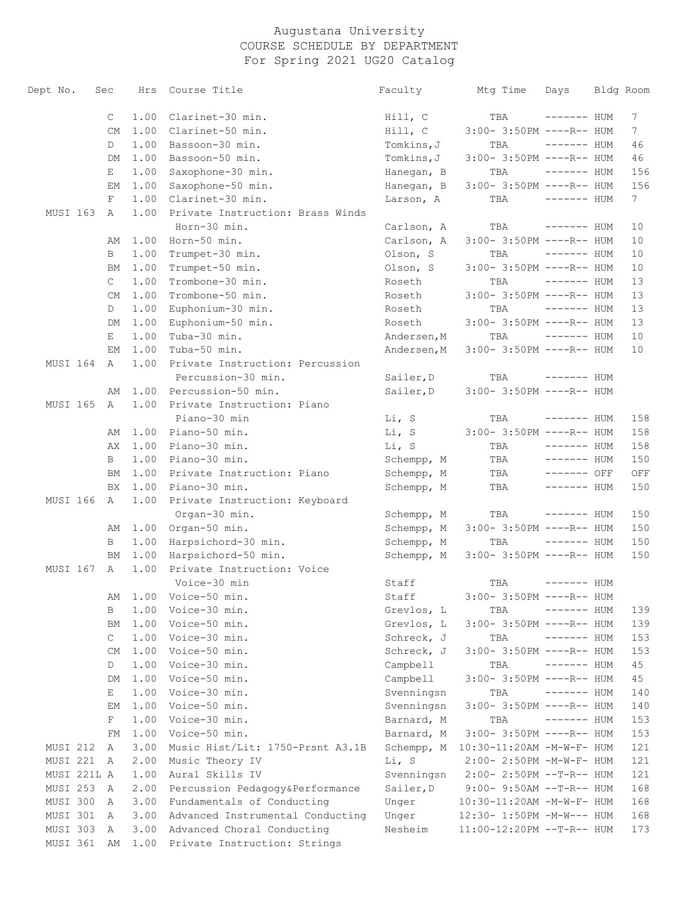Augustana University
COURSE SCHEDULE BY DEPARTMENT
For Spring 2021 UG20 Catalog

| Dept No. | Sec | Hrs | Course Title | Faculty | Mtg Time | Days | Bldg | Room |
|---|---|---|---|---|---|---|---|---|
| | C | 1.00 | Clarinet-30 min. | Hill, C | TBA | ------- | HUM | 7 |
| | CM | 1.00 | Clarinet-50 min. | Hill, C | 3:00- 3:50PM | ----R-- | HUM | 7 |
| | D | 1.00 | Bassoon-30 min. | Tomkins,J | TBA | ------- | HUM | 46 |
| | DM | 1.00 | Bassoon-50 min. | Tomkins,J | 3:00- 3:50PM | ----R-- | HUM | 46 |
| | E | 1.00 | Saxophone-30 min. | Hanegan, B | TBA | ------- | HUM | 156 |
| | EM | 1.00 | Saxophone-50 min. | Hanegan, B | 3:00- 3:50PM | ----R-- | HUM | 156 |
| | F | 1.00 | Clarinet-30 min. | Larson, A | TBA | ------- | HUM | 7 |
| MUSI 163 | A | 1.00 | Private Instruction: Brass Winds | | | | | |
| | | | Horn-30 min. | Carlson, A | TBA | ------- | HUM | 10 |
| | AM | 1.00 | Horn-50 min. | Carlson, A | 3:00- 3:50PM | ----R-- | HUM | 10 |
| | B | 1.00 | Trumpet-30 min. | Olson, S | TBA | ------- | HUM | 10 |
| | BM | 1.00 | Trumpet-50 min. | Olson, S | 3:00- 3:50PM | ----R-- | HUM | 10 |
| | C | 1.00 | Trombone-30 min. | Roseth | TBA | ------- | HUM | 13 |
| | CM | 1.00 | Trombone-50 min. | Roseth | 3:00- 3:50PM | ----R-- | HUM | 13 |
| | D | 1.00 | Euphonium-30 min. | Roseth | TBA | ------- | HUM | 13 |
| | DM | 1.00 | Euphonium-50 min. | Roseth | 3:00- 3:50PM | ----R-- | HUM | 13 |
| | E | 1.00 | Tuba-30 min. | Andersen,M | TBA | ------- | HUM | 10 |
| | EM | 1.00 | Tuba-50 min. | Andersen,M | 3:00- 3:50PM | ----R-- | HUM | 10 |
| MUSI 164 | A | 1.00 | Private Instruction: Percussion | | | | | |
| | | | Percussion-30 min. | Sailer,D | TBA | ------- | HUM | |
| | AM | 1.00 | Percussion-50 min. | Sailer,D | 3:00- 3:50PM | ----R-- | HUM | |
| MUSI 165 | A | 1.00 | Private Instruction: Piano | | | | | |
| | | | Piano-30 min | Li, S | TBA | ------- | HUM | 158 |
| | AM | 1.00 | Piano-50 min. | Li, S | 3:00- 3:50PM | ----R-- | HUM | 158 |
| | AX | 1.00 | Piano-30 min. | Li, S | TBA | ------- | HUM | 158 |
| | B | 1.00 | Piano-30 min. | Schempp, M | TBA | ------- | HUM | 150 |
| | BM | 1.00 | Private Instruction: Piano | Schempp, M | TBA | ------- | OFF | OFF |
| | BX | 1.00 | Piano-30 min. | Schempp, M | TBA | ------- | HUM | 150 |
| MUSI 166 | A | 1.00 | Private Instruction: Keyboard | | | | | |
| | | | Organ-30 min. | Schempp, M | TBA | ------- | HUM | 150 |
| | AM | 1.00 | Organ-50 min. | Schempp, M | 3:00- 3:50PM | ----R-- | HUM | 150 |
| | B | 1.00 | Harpsichord-30 min. | Schempp, M | TBA | ------- | HUM | 150 |
| | BM | 1.00 | Harpsichord-50 min. | Schempp, M | 3:00- 3:50PM | ----R-- | HUM | 150 |
| MUSI 167 | A | 1.00 | Private Instruction: Voice | | | | | |
| | | | Voice-30 min | Staff | TBA | ------- | HUM | |
| | AM | 1.00 | Voice-50 min. | Staff | 3:00- 3:50PM | ----R-- | HUM | |
| | B | 1.00 | Voice-30 min. | Grevlos, L | TBA | ------- | HUM | 139 |
| | BM | 1.00 | Voice-50 min. | Grevlos, L | 3:00- 3:50PM | ----R-- | HUM | 139 |
| | C | 1.00 | Voice-30 min. | Schreck, J | TBA | ------- | HUM | 153 |
| | CM | 1.00 | Voice-50 min. | Schreck, J | 3:00- 3:50PM | ----R-- | HUM | 153 |
| | D | 1.00 | Voice-30 min. | Campbell | TBA | ------- | HUM | 45 |
| | DM | 1.00 | Voice-50 min. | Campbell | 3:00- 3:50PM | ----R-- | HUM | 45 |
| | E | 1.00 | Voice-30 min. | Svenningsn | TBA | ------- | HUM | 140 |
| | EM | 1.00 | Voice-50 min. | Svenningsn | 3:00- 3:50PM | ----R-- | HUM | 140 |
| | F | 1.00 | Voice-30 min. | Barnard, M | TBA | ------- | HUM | 153 |
| | FM | 1.00 | Voice-50 min. | Barnard, M | 3:00- 3:50PM | ----R-- | HUM | 153 |
| MUSI 212 | A | 3.00 | Music Hist/Lit: 1750-Prsnt A3.1B | Schempp, M | 10:30-11:20AM | -M-W-F- | HUM | 121 |
| MUSI 221 | A | 2.00 | Music Theory IV | Li, S | 2:00- 2:50PM | -M-W-F- | HUM | 121 |
| MUSI 221L | A | 1.00 | Aural Skills IV | Svenningsn | 2:00- 2:50PM | --T-R-- | HUM | 121 |
| MUSI 253 | A | 2.00 | Percussion Pedagogy&Performance | Sailer,D | 9:00- 9:50AM | --T-R-- | HUM | 168 |
| MUSI 300 | A | 3.00 | Fundamentals of Conducting | Unger | 10:30-11:20AM | -M-W-F- | HUM | 168 |
| MUSI 301 | A | 3.00 | Advanced Instrumental Conducting | Unger | 12:30- 1:50PM | -M-W--- | HUM | 168 |
| MUSI 303 | A | 3.00 | Advanced Choral Conducting | Nesheim | 11:00-12:20PM | --T-R-- | HUM | 173 |
| MUSI 361 | AM | 1.00 | Private Instruction: Strings | | | | | |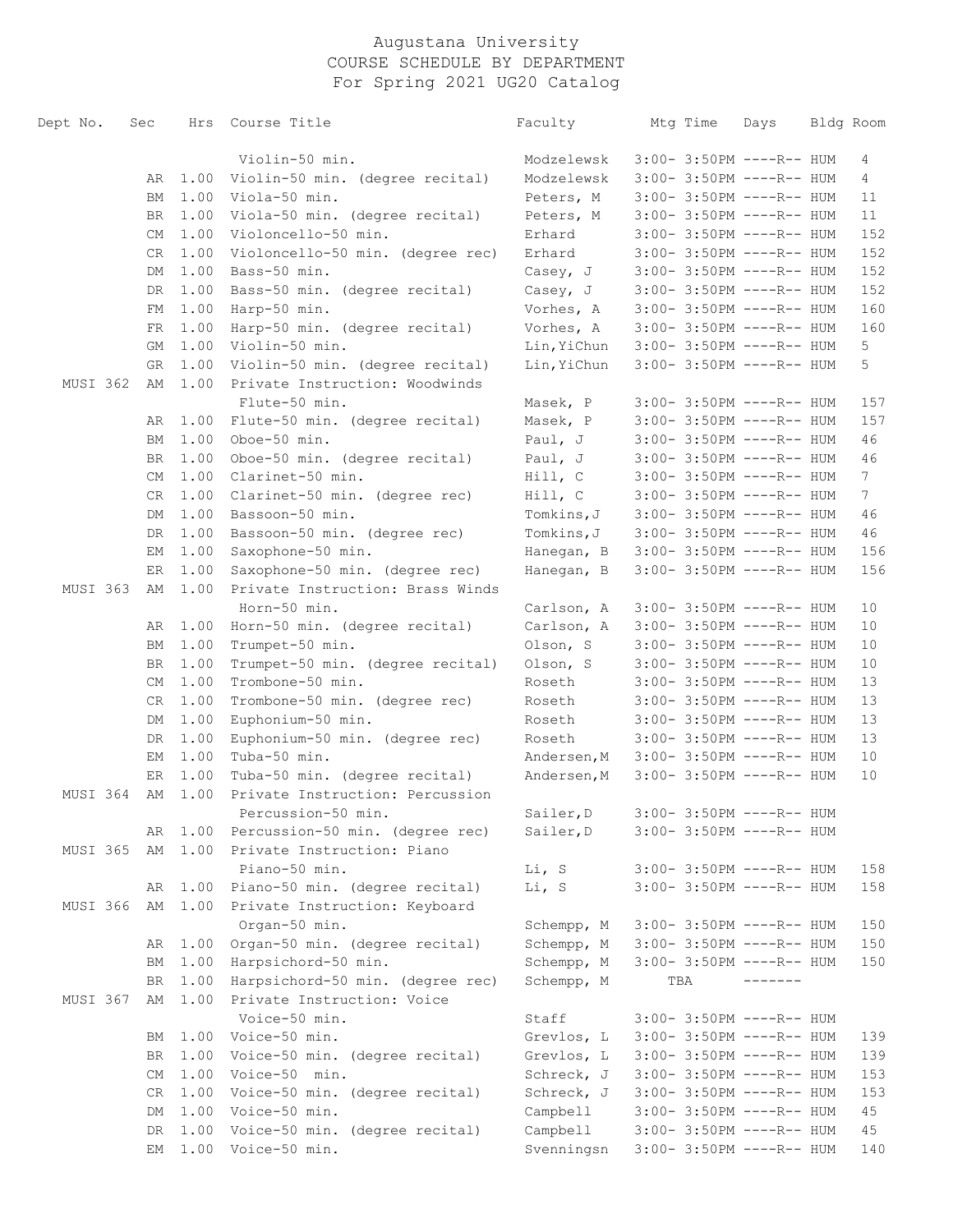Augustana University
COURSE SCHEDULE BY DEPARTMENT
For Spring 2021 UG20 Catalog

| Dept No. | Sec | Hrs | Course Title | Faculty | Mtg Time | Days | Bldg | Room |
|---|---|---|---|---|---|---|---|---|
| | | | Violin-50 min. | Modzelewsk | 3:00- 3:50PM | ----R-- | HUM | 4 |
| | AR | 1.00 | Violin-50 min. (degree recital) | Modzelewsk | 3:00- 3:50PM | ----R-- | HUM | 4 |
| | BM | 1.00 | Viola-50 min. | Peters, M | 3:00- 3:50PM | ----R-- | HUM | 11 |
| | BR | 1.00 | Viola-50 min. (degree recital) | Peters, M | 3:00- 3:50PM | ----R-- | HUM | 11 |
| | CM | 1.00 | Violoncello-50 min. | Erhard | 3:00- 3:50PM | ----R-- | HUM | 152 |
| | CR | 1.00 | Violoncello-50 min. (degree rec) | Erhard | 3:00- 3:50PM | ----R-- | HUM | 152 |
| | DM | 1.00 | Bass-50 min. | Casey, J | 3:00- 3:50PM | ----R-- | HUM | 152 |
| | DR | 1.00 | Bass-50 min. (degree recital) | Casey, J | 3:00- 3:50PM | ----R-- | HUM | 152 |
| | FM | 1.00 | Harp-50 min. | Vorhes, A | 3:00- 3:50PM | ----R-- | HUM | 160 |
| | FR | 1.00 | Harp-50 min. (degree recital) | Vorhes, A | 3:00- 3:50PM | ----R-- | HUM | 160 |
| | GM | 1.00 | Violin-50 min. | Lin,YiChun | 3:00- 3:50PM | ----R-- | HUM | 5 |
| | GR | 1.00 | Violin-50 min. (degree recital) | Lin,YiChun | 3:00- 3:50PM | ----R-- | HUM | 5 |
| MUSI 362 | AM | 1.00 | Private Instruction: Woodwinds | | | | | |
| | | | Flute-50 min. | Masek, P | 3:00- 3:50PM | ----R-- | HUM | 157 |
| | AR | 1.00 | Flute-50 min. (degree recital) | Masek, P | 3:00- 3:50PM | ----R-- | HUM | 157 |
| | BM | 1.00 | Oboe-50 min. | Paul, J | 3:00- 3:50PM | ----R-- | HUM | 46 |
| | BR | 1.00 | Oboe-50 min. (degree recital) | Paul, J | 3:00- 3:50PM | ----R-- | HUM | 46 |
| | CM | 1.00 | Clarinet-50 min. | Hill, C | 3:00- 3:50PM | ----R-- | HUM | 7 |
| | CR | 1.00 | Clarinet-50 min. (degree rec) | Hill, C | 3:00- 3:50PM | ----R-- | HUM | 7 |
| | DM | 1.00 | Bassoon-50 min. | Tomkins,J | 3:00- 3:50PM | ----R-- | HUM | 46 |
| | DR | 1.00 | Bassoon-50 min. (degree rec) | Tomkins,J | 3:00- 3:50PM | ----R-- | HUM | 46 |
| | EM | 1.00 | Saxophone-50 min. | Hanegan, B | 3:00- 3:50PM | ----R-- | HUM | 156 |
| | ER | 1.00 | Saxophone-50 min. (degree rec) | Hanegan, B | 3:00- 3:50PM | ----R-- | HUM | 156 |
| MUSI 363 | AM | 1.00 | Private Instruction: Brass Winds | | | | | |
| | | | Horn-50 min. | Carlson, A | 3:00- 3:50PM | ----R-- | HUM | 10 |
| | AR | 1.00 | Horn-50 min. (degree recital) | Carlson, A | 3:00- 3:50PM | ----R-- | HUM | 10 |
| | BM | 1.00 | Trumpet-50 min. | Olson, S | 3:00- 3:50PM | ----R-- | HUM | 10 |
| | BR | 1.00 | Trumpet-50 min. (degree recital) | Olson, S | 3:00- 3:50PM | ----R-- | HUM | 10 |
| | CM | 1.00 | Trombone-50 min. | Roseth | 3:00- 3:50PM | ----R-- | HUM | 13 |
| | CR | 1.00 | Trombone-50 min. (degree rec) | Roseth | 3:00- 3:50PM | ----R-- | HUM | 13 |
| | DM | 1.00 | Euphonium-50 min. | Roseth | 3:00- 3:50PM | ----R-- | HUM | 13 |
| | DR | 1.00 | Euphonium-50 min. (degree rec) | Roseth | 3:00- 3:50PM | ----R-- | HUM | 13 |
| | EM | 1.00 | Tuba-50 min. | Andersen,M | 3:00- 3:50PM | ----R-- | HUM | 10 |
| | ER | 1.00 | Tuba-50 min. (degree recital) | Andersen,M | 3:00- 3:50PM | ----R-- | HUM | 10 |
| MUSI 364 | AM | 1.00 | Private Instruction: Percussion | | | | | |
| | | | Percussion-50 min. | Sailer,D | 3:00- 3:50PM | ----R-- | HUM | |
| | AR | 1.00 | Percussion-50 min. (degree rec) | Sailer,D | 3:00- 3:50PM | ----R-- | HUM | |
| MUSI 365 | AM | 1.00 | Private Instruction: Piano | | | | | |
| | | | Piano-50 min. | Li, S | 3:00- 3:50PM | ----R-- | HUM | 158 |
| | AR | 1.00 | Piano-50 min. (degree recital) | Li, S | 3:00- 3:50PM | ----R-- | HUM | 158 |
| MUSI 366 | AM | 1.00 | Private Instruction: Keyboard | | | | | |
| | | | Organ-50 min. | Schempp, M | 3:00- 3:50PM | ----R-- | HUM | 150 |
| | AR | 1.00 | Organ-50 min. (degree recital) | Schempp, M | 3:00- 3:50PM | ----R-- | HUM | 150 |
| | BM | 1.00 | Harpsichord-50 min. | Schempp, M | 3:00- 3:50PM | ----R-- | HUM | 150 |
| | BR | 1.00 | Harpsichord-50 min. (degree rec) | Schempp, M | TBA | ------- | | |
| MUSI 367 | AM | 1.00 | Private Instruction: Voice | | | | | |
| | | | Voice-50 min. | Staff | 3:00- 3:50PM | ----R-- | HUM | |
| | BM | 1.00 | Voice-50 min. | Grevlos, L | 3:00- 3:50PM | ----R-- | HUM | 139 |
| | BR | 1.00 | Voice-50 min. (degree recital) | Grevlos, L | 3:00- 3:50PM | ----R-- | HUM | 139 |
| | CM | 1.00 | Voice-50 min. | Schreck, J | 3:00- 3:50PM | ----R-- | HUM | 153 |
| | CR | 1.00 | Voice-50 min. (degree recital) | Schreck, J | 3:00- 3:50PM | ----R-- | HUM | 153 |
| | DM | 1.00 | Voice-50 min. | Campbell | 3:00- 3:50PM | ----R-- | HUM | 45 |
| | DR | 1.00 | Voice-50 min. (degree recital) | Campbell | 3:00- 3:50PM | ----R-- | HUM | 45 |
| | EM | 1.00 | Voice-50 min. | Svenningsn | 3:00- 3:50PM | ----R-- | HUM | 140 |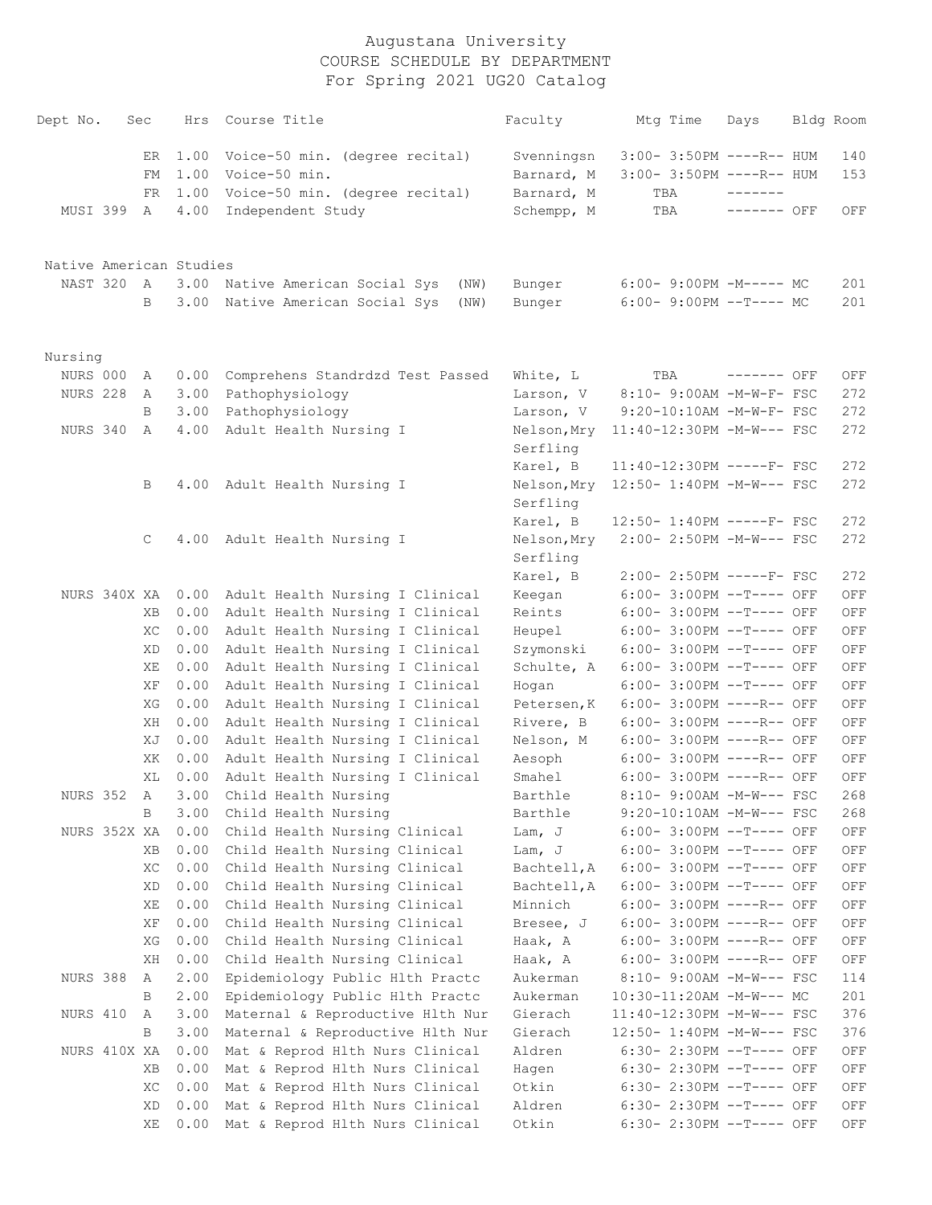# Augustana University
## COURSE SCHEDULE BY DEPARTMENT
### For Spring 2021 UG20 Catalog

| Dept No. | Sec | Hrs | Course Title | Faculty | Mtg Time | Days | Bldg | Room |
|---|---|---|---|---|---|---|---|---|
| | ER | 1.00 | Voice-50 min. (degree recital) | Svenningsn | 3:00- 3:50PM | ----R-- | HUM | 140 |
| | FM | 1.00 | Voice-50 min. | Barnard, M | 3:00- 3:50PM | ----R-- | HUM | 153 |
| | FR | 1.00 | Voice-50 min. (degree recital) | Barnard, M | TBA | ------- | | |
| MUSI 399 | A | 4.00 | Independent Study | Schempp, M | TBA | ------- | OFF | OFF |
| **Native American Studies** | | | | | | | | |
| NAST 320 | A | 3.00 | Native American Social Sys (NW) | Bunger | 6:00- 9:00PM | -M----- | MC | 201 |
| | B | 3.00 | Native American Social Sys (NW) | Bunger | 6:00- 9:00PM | --T---- | MC | 201 |
| **Nursing** | | | | | | | | |
| NURS 000 | A | 0.00 | Comprehens Standrdzd Test Passed | White, L | TBA | ------- | OFF | OFF |
| NURS 228 | A | 3.00 | Pathophysiology | Larson, V | 8:10- 9:00AM | -M-W-F- | FSC | 272 |
| | B | 3.00 | Pathophysiology | Larson, V | 9:20-10:10AM | -M-W-F- | FSC | 272 |
| NURS 340 | A | 4.00 | Adult Health Nursing I | Nelson,Mry Serfling | 11:40-12:30PM | -M-W--- | FSC | 272 |
| | | | | Karel, B | 11:40-12:30PM | -----F- | FSC | 272 |
| | B | 4.00 | Adult Health Nursing I | Nelson,Mry Serfling | 12:50- 1:40PM | -M-W--- | FSC | 272 |
| | | | | Karel, B | 12:50- 1:40PM | -----F- | FSC | 272 |
| | C | 4.00 | Adult Health Nursing I | Nelson,Mry Serfling | 2:00- 2:50PM | -M-W--- | FSC | 272 |
| | | | | Karel, B | 2:00- 2:50PM | -----F- | FSC | 272 |
| NURS 340X | XA | 0.00 | Adult Health Nursing I Clinical | Keegan | 6:00- 3:00PM | --T---- | OFF | OFF |
| | XB | 0.00 | Adult Health Nursing I Clinical | Reints | 6:00- 3:00PM | --T---- | OFF | OFF |
| | XC | 0.00 | Adult Health Nursing I Clinical | Heupel | 6:00- 3:00PM | --T---- | OFF | OFF |
| | XD | 0.00 | Adult Health Nursing I Clinical | Szymonski | 6:00- 3:00PM | --T---- | OFF | OFF |
| | XE | 0.00 | Adult Health Nursing I Clinical | Schulte, A | 6:00- 3:00PM | --T---- | OFF | OFF |
| | XF | 0.00 | Adult Health Nursing I Clinical | Hogan | 6:00- 3:00PM | --T---- | OFF | OFF |
| | XG | 0.00 | Adult Health Nursing I Clinical | Petersen,K | 6:00- 3:00PM | ----R-- | OFF | OFF |
| | XH | 0.00 | Adult Health Nursing I Clinical | Rivere, B | 6:00- 3:00PM | ----R-- | OFF | OFF |
| | XJ | 0.00 | Adult Health Nursing I Clinical | Nelson, M | 6:00- 3:00PM | ----R-- | OFF | OFF |
| | XK | 0.00 | Adult Health Nursing I Clinical | Aesoph | 6:00- 3:00PM | ----R-- | OFF | OFF |
| | XL | 0.00 | Adult Health Nursing I Clinical | Smahel | 6:00- 3:00PM | ----R-- | OFF | OFF |
| NURS 352 | A | 3.00 | Child Health Nursing | Barthle | 8:10- 9:00AM | -M-W--- | FSC | 268 |
| | B | 3.00 | Child Health Nursing | Barthle | 9:20-10:10AM | -M-W--- | FSC | 268 |
| NURS 352X | XA | 0.00 | Child Health Nursing Clinical | Lam, J | 6:00- 3:00PM | --T---- | OFF | OFF |
| | XB | 0.00 | Child Health Nursing Clinical | Lam, J | 6:00- 3:00PM | --T---- | OFF | OFF |
| | XC | 0.00 | Child Health Nursing Clinical | Bachtell,A | 6:00- 3:00PM | --T---- | OFF | OFF |
| | XD | 0.00 | Child Health Nursing Clinical | Bachtell,A | 6:00- 3:00PM | --T---- | OFF | OFF |
| | XE | 0.00 | Child Health Nursing Clinical | Minnich | 6:00- 3:00PM | ----R-- | OFF | OFF |
| | XF | 0.00 | Child Health Nursing Clinical | Bresee, J | 6:00- 3:00PM | ----R-- | OFF | OFF |
| | XG | 0.00 | Child Health Nursing Clinical | Haak, A | 6:00- 3:00PM | ----R-- | OFF | OFF |
| | XH | 0.00 | Child Health Nursing Clinical | Haak, A | 6:00- 3:00PM | ----R-- | OFF | OFF |
| NURS 388 | A | 2.00 | Epidemiology Public Hlth Practc | Aukerman | 8:10- 9:00AM | -M-W--- | FSC | 114 |
| | B | 2.00 | Epidemiology Public Hlth Practc | Aukerman | 10:30-11:20AM | -M-W--- | MC | 201 |
| NURS 410 | A | 3.00 | Maternal & Reproductive Hlth Nur | Gierach | 11:40-12:30PM | -M-W--- | FSC | 376 |
| | B | 3.00 | Maternal & Reproductive Hlth Nur | Gierach | 12:50- 1:40PM | -M-W--- | FSC | 376 |
| NURS 410X | XA | 0.00 | Mat & Reprod Hlth Nurs Clinical | Aldren | 6:30- 2:30PM | --T---- | OFF | OFF |
| | XB | 0.00 | Mat & Reprod Hlth Nurs Clinical | Hagen | 6:30- 2:30PM | --T---- | OFF | OFF |
| | XC | 0.00 | Mat & Reprod Hlth Nurs Clinical | Otkin | 6:30- 2:30PM | --T---- | OFF | OFF |
| | XD | 0.00 | Mat & Reprod Hlth Nurs Clinical | Aldren | 6:30- 2:30PM | --T---- | OFF | OFF |
| | XE | 0.00 | Mat & Reprod Hlth Nurs Clinical | Otkin | 6:30- 2:30PM | --T---- | OFF | OFF |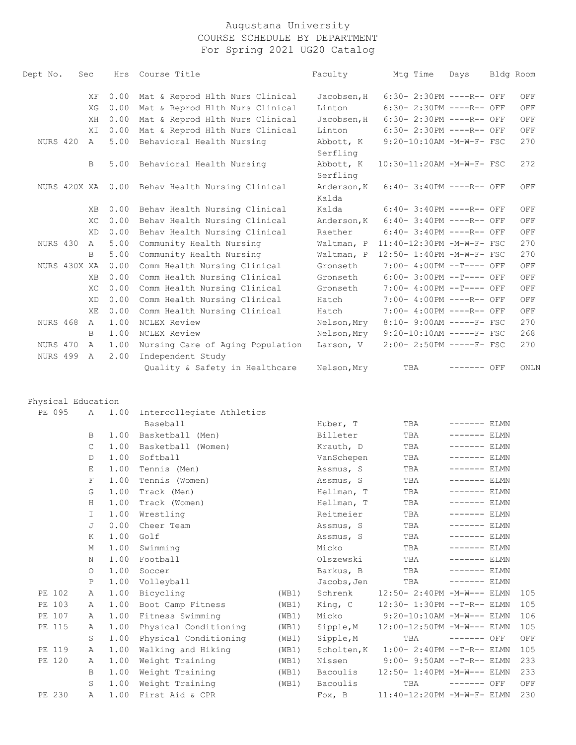# Augustana University
## COURSE SCHEDULE BY DEPARTMENT
### For Spring 2021 UG20 Catalog

| Dept No. | Sec | Hrs | Course Title | | Faculty | Mtg Time | Days | Bldg | Room |
|---|---|---|---|---|---|---|---|---|---|
| | XF | 0.00 | Mat & Reprod Hlth Nurs Clinical | | Jacobsen,H | 6:30- 2:30PM | ----R-- | OFF | OFF |
| | XG | 0.00 | Mat & Reprod Hlth Nurs Clinical | | Linton | 6:30- 2:30PM | ----R-- | OFF | OFF |
| | XH | 0.00 | Mat & Reprod Hlth Nurs Clinical | | Jacobsen,H | 6:30- 2:30PM | ----R-- | OFF | OFF |
| | XI | 0.00 | Mat & Reprod Hlth Nurs Clinical | | Linton | 6:30- 2:30PM | ----R-- | OFF | OFF |
| NURS 420 | A | 5.00 | Behavioral Health Nursing | | Abbott, K Serfling | 9:20-10:10AM | -M-W-F- | FSC | 270 |
| | B | 5.00 | Behavioral Health Nursing | | Abbott, K Serfling | 10:30-11:20AM | -M-W-F- | FSC | 272 |
| NURS 420X | XA | 0.00 | Behav Health Nursing Clinical | | Anderson,K Kalda | 6:40- 3:40PM | ----R-- | OFF | OFF |
| | XB | 0.00 | Behav Health Nursing Clinical | | Kalda | 6:40- 3:40PM | ----R-- | OFF | OFF |
| | XC | 0.00 | Behav Health Nursing Clinical | | Anderson,K | 6:40- 3:40PM | ----R-- | OFF | OFF |
| | XD | 0.00 | Behav Health Nursing Clinical | | Raether | 6:40- 3:40PM | ----R-- | OFF | OFF |
| NURS 430 | A | 5.00 | Community Health Nursing | | Waltman, P | 11:40-12:30PM | -M-W-F- | FSC | 270 |
| | B | 5.00 | Community Health Nursing | | Waltman, P | 12:50- 1:40PM | -M-W-F- | FSC | 270 |
| NURS 430X | XA | 0.00 | Comm Health Nursing Clinical | | Gronseth | 7:00- 4:00PM | --T---- | OFF | OFF |
| | XB | 0.00 | Comm Health Nursing Clinical | | Gronseth | 6:00- 3:00PM | --T---- | OFF | OFF |
| | XC | 0.00 | Comm Health Nursing Clinical | | Gronseth | 7:00- 4:00PM | --T---- | OFF | OFF |
| | XD | 0.00 | Comm Health Nursing Clinical | | Hatch | 7:00- 4:00PM | ----R-- | OFF | OFF |
| | XE | 0.00 | Comm Health Nursing Clinical | | Hatch | 7:00- 4:00PM | ----R-- | OFF | OFF |
| NURS 468 | A | 1.00 | NCLEX Review | | Nelson,Mry | 8:10- 9:00AM | -----F- | FSC | 270 |
| | B | 1.00 | NCLEX Review | | Nelson,Mry | 9:20-10:10AM | -----F- | FSC | 268 |
| NURS 470 | A | 1.00 | Nursing Care of Aging Population | | Larson, V | 2:00- 2:50PM | -----F- | FSC | 270 |
| NURS 499 | A | 2.00 | Independent Study | | | | | | |
| | | | Quality & Safety in Healthcare | | Nelson,Mry | TBA | ------- | OFF | ONLN |

## Physical Education

| Dept No. | Sec | Hrs | Course Title | | Faculty | Mtg Time | Days | Bldg | Room |
|---|---|---|---|---|---|---|---|---|---|
| PE 095 | A | 1.00 | Intercollegiate Athletics | | | | | | |
| | | | Baseball | | Huber, T | TBA | ------- | ELMN | |
| | B | 1.00 | Basketball (Men) | | Billeter | TBA | ------- | ELMN | |
| | C | 1.00 | Basketball (Women) | | Krauth, D | TBA | ------- | ELMN | |
| | D | 1.00 | Softball | | VanSchepen | TBA | ------- | ELMN | |
| | E | 1.00 | Tennis (Men) | | Assmus, S | TBA | ------- | ELMN | |
| | F | 1.00 | Tennis (Women) | | Assmus, S | TBA | ------- | ELMN | |
| | G | 1.00 | Track (Men) | | Hellman, T | TBA | ------- | ELMN | |
| | H | 1.00 | Track (Women) | | Hellman, T | TBA | ------- | ELMN | |
| | I | 1.00 | Wrestling | | Reitmeier | TBA | ------- | ELMN | |
| | J | 0.00 | Cheer Team | | Assmus, S | TBA | ------- | ELMN | |
| | K | 1.00 | Golf | | Assmus, S | TBA | ------- | ELMN | |
| | M | 1.00 | Swimming | | Micko | TBA | ------- | ELMN | |
| | N | 1.00 | Football | | Olszewski | TBA | ------- | ELMN | |
| | O | 1.00 | Soccer | | Barkus, B | TBA | ------- | ELMN | |
| | P | 1.00 | Volleyball | | Jacobs,Jen | TBA | ------- | ELMN | |
| PE 102 | A | 1.00 | Bicycling | (WB1) | Schrenk | 12:50- 2:40PM | -M-W--- | ELMN | 105 |
| PE 103 | A | 1.00 | Boot Camp Fitness | (WB1) | King, C | 12:30- 1:30PM | --T-R-- | ELMN | 105 |
| PE 107 | A | 1.00 | Fitness Swimming | (WB1) | Micko | 9:20-10:10AM | -M-W--- | ELMN | 106 |
| PE 115 | A | 1.00 | Physical Conditioning | (WB1) | Sipple,M | 12:00-12:50PM | -M-W--- | ELMN | 105 |
| | S | 1.00 | Physical Conditioning | (WB1) | Sipple,M | TBA | ------- | OFF | OFF |
| PE 119 | A | 1.00 | Walking and Hiking | (WB1) | Scholten,K | 1:00- 2:40PM | --T-R-- | ELMN | 105 |
| PE 120 | A | 1.00 | Weight Training | (WB1) | Nissen | 9:00- 9:50AM | --T-R-- | ELMN | 233 |
| | B | 1.00 | Weight Training | (WB1) | Bacoulis | 12:50- 1:40PM | -M-W--- | ELMN | 233 |
| | S | 1.00 | Weight Training | (WB1) | Bacoulis | TBA | ------- | OFF | OFF |
| PE 230 | A | 1.00 | First Aid & CPR | | Fox, B | 11:40-12:20PM | -M-W-F- | ELMN | 230 |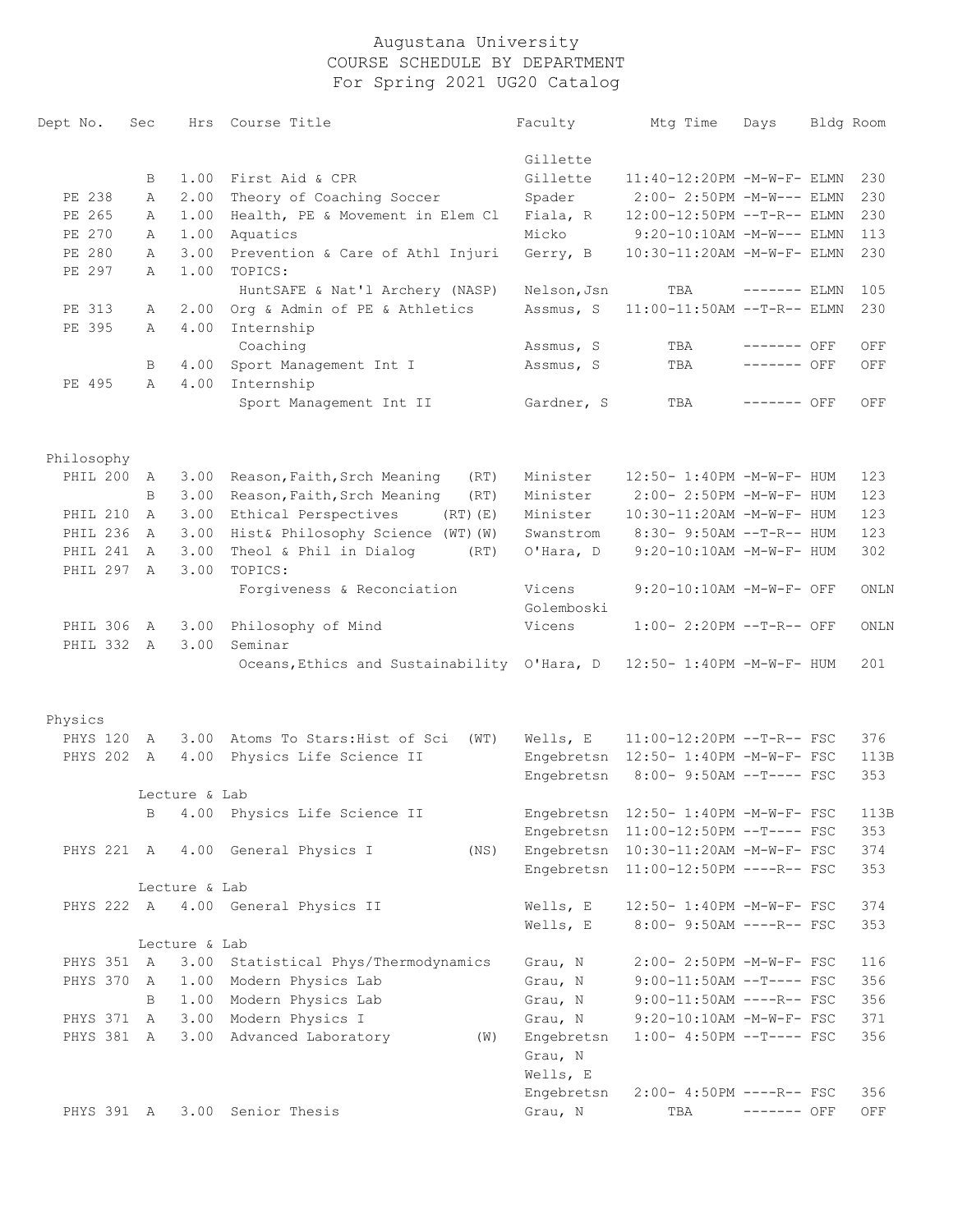# Augustana University
## COURSE SCHEDULE BY DEPARTMENT
### For Spring 2021 UG20 Catalog

| Dept No. | Sec | Hrs | Course Title | Faculty | Mtg Time | Days | Bldg | Room |
|---|---|---|---|---|---|---|---|---|
| | | | | Gillette | | | | |
| | B | 1.00 | First Aid & CPR | Gillette | 11:40-12:20PM | -M-W-F- | ELMN | 230 |
| PE 238 | A | 2.00 | Theory of Coaching Soccer | Spader | 2:00- 2:50PM | -M-W--- | ELMN | 230 |
| PE 265 | A | 1.00 | Health, PE & Movement in Elem Cl | Fiala, R | 12:00-12:50PM | --T-R-- | ELMN | 230 |
| PE 270 | A | 1.00 | Aquatics | Micko | 9:20-10:10AM | -M-W--- | ELMN | 113 |
| PE 280 | A | 3.00 | Prevention & Care of Athl Injuri | Gerry, B | 10:30-11:20AM | -M-W-F- | ELMN | 230 |
| PE 297 | A | 1.00 | TOPICS: | | | | | |
| | | | HuntSAFE & Nat'l Archery (NASP) | Nelson,Jsn | TBA | ------- | ELMN | 105 |
| PE 313 | A | 2.00 | Org & Admin of PE & Athletics | Assmus, S | 11:00-11:50AM | --T-R-- | ELMN | 230 |
| PE 395 | A | 4.00 | Internship | | | | | |
| | | | Coaching | Assmus, S | TBA | ------- | OFF | OFF |
| | B | 4.00 | Sport Management Int I | Assmus, S | TBA | ------- | OFF | OFF |
| PE 495 | A | 4.00 | Internship | | | | | |
| | | | Sport Management Int II | Gardner, S | TBA | ------- | OFF | OFF |

## Philosophy

| Dept No. | Sec | Hrs | Course Title | Faculty | Mtg Time | Days | Bldg | Room |
|---|---|---|---|---|---|---|---|---|
| PHIL 200 | A | 3.00 | Reason,Faith,Srch Meaning (RT) | Minister | 12:50- 1:40PM | -M-W-F- | HUM | 123 |
| | B | 3.00 | Reason,Faith,Srch Meaning (RT) | Minister | 2:00- 2:50PM | -M-W-F- | HUM | 123 |
| PHIL 210 | A | 3.00 | Ethical Perspectives (RT)(E) | Minister | 10:30-11:20AM | -M-W-F- | HUM | 123 |
| PHIL 236 | A | 3.00 | Hist& Philosophy Science (WT)(W) | Swanstrom | 8:30- 9:50AM | --T-R-- | HUM | 123 |
| PHIL 241 | A | 3.00 | Theol & Phil in Dialog (RT) | O'Hara, D | 9:20-10:10AM | -M-W-F- | HUM | 302 |
| PHIL 297 | A | 3.00 | TOPICS: | | | | | |
| | | | Forgiveness & Reconciation | Vicens | 9:20-10:10AM | -M-W-F- | OFF | ONLN |
| | | | | Golemboski | | | | |
| PHIL 306 | A | 3.00 | Philosophy of Mind | Vicens | 1:00- 2:20PM | --T-R-- | OFF | ONLN |
| PHIL 332 | A | 3.00 | Seminar | | | | | |
| | | | Oceans,Ethics and Sustainability | O'Hara, D | 12:50- 1:40PM | -M-W-F- | HUM | 201 |

## Physics

| Dept No. | Sec | Hrs | Course Title | Faculty | Mtg Time | Days | Bldg | Room |
|---|---|---|---|---|---|---|---|---|
| PHYS 120 | A | 3.00 | Atoms To Stars:Hist of Sci (WT) | Wells, E | 11:00-12:20PM | --T-R-- | FSC | 376 |
| PHYS 202 | A | 4.00 | Physics Life Science II | Engebretsn | 12:50- 1:40PM | -M-W-F- | FSC | 113B |
| | | | | Engebretsn | 8:00- 9:50AM | --T---- | FSC | 353 |
| | | | Lecture & Lab | | | | | |
| | B | 4.00 | Physics Life Science II | Engebretsn | 12:50- 1:40PM | -M-W-F- | FSC | 113B |
| | | | | Engebretsn | 11:00-12:50PM | --T---- | FSC | 353 |
| PHYS 221 | A | 4.00 | General Physics I (NS) | Engebretsn | 10:30-11:20AM | -M-W-F- | FSC | 374 |
| | | | | Engebretsn | 11:00-12:50PM | ----R-- | FSC | 353 |
| | | | Lecture & Lab | | | | | |
| PHYS 222 | A | 4.00 | General Physics II | Wells, E | 12:50- 1:40PM | -M-W-F- | FSC | 374 |
| | | | | Wells, E | 8:00- 9:50AM | ----R-- | FSC | 353 |
| | | | Lecture & Lab | | | | | |
| PHYS 351 | A | 3.00 | Statistical Phys/Thermodynamics | Grau, N | 2:00- 2:50PM | -M-W-F- | FSC | 116 |
| PHYS 370 | A | 1.00 | Modern Physics Lab | Grau, N | 9:00-11:50AM | --T---- | FSC | 356 |
| | B | 1.00 | Modern Physics Lab | Grau, N | 9:00-11:50AM | ----R-- | FSC | 356 |
| PHYS 371 | A | 3.00 | Modern Physics I | Grau, N | 9:20-10:10AM | -M-W-F- | FSC | 371 |
| PHYS 381 | A | 3.00 | Advanced Laboratory (W) | Engebretsn | 1:00- 4:50PM | --T---- | FSC | 356 |
| | | | | Grau, N | | | | |
| | | | | Wells, E | | | | |
| | | | | Engebretsn | 2:00- 4:50PM | ----R-- | FSC | 356 |
| PHYS 391 | A | 3.00 | Senior Thesis | Grau, N | TBA | ------- | OFF | OFF |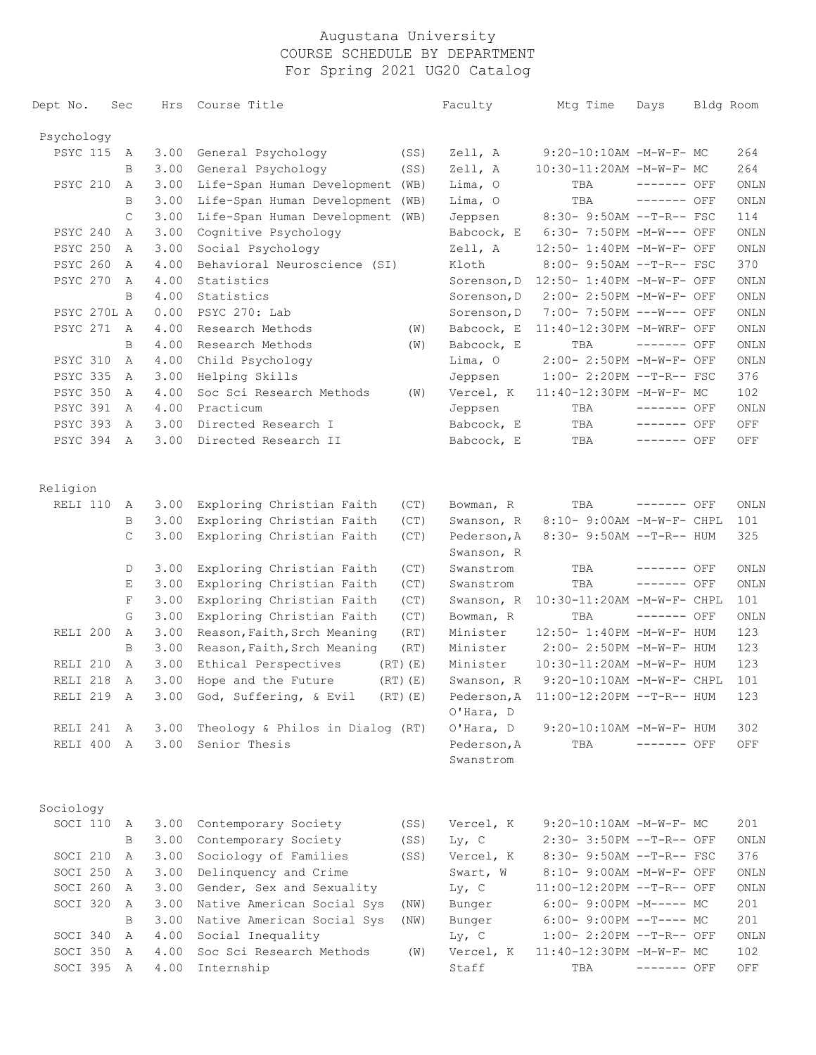# Augustana University
## COURSE SCHEDULE BY DEPARTMENT
### For Spring 2021 UG20 Catalog

| Dept No. | Sec | Hrs | Course Title | | Faculty | Mtg Time | Days | Bldg | Room |
|---|---|---|---|---|---|---|---|---|---|
| **Psychology** | | | | | | | | | |
| PSYC 115 | A | 3.00 | General Psychology | (SS) | Zell, A | 9:20-10:10AM | -M-W-F- | MC | 264 |
| | B | 3.00 | General Psychology | (SS) | Zell, A | 10:30-11:20AM | -M-W-F- | MC | 264 |
| PSYC 210 | A | 3.00 | Life-Span Human Development | (WB) | Lima, O | TBA | ------- | OFF | ONLN |
| | B | 3.00 | Life-Span Human Development | (WB) | Lima, O | TBA | ------- | OFF | ONLN |
| | C | 3.00 | Life-Span Human Development | (WB) | Jeppsen | 8:30- 9:50AM | --T-R-- | FSC | 114 |
| PSYC 240 | A | 3.00 | Cognitive Psychology | | Babcock, E | 6:30- 7:50PM | -M-W--- | OFF | ONLN |
| PSYC 250 | A | 3.00 | Social Psychology | | Zell, A | 12:50- 1:40PM | -M-W-F- | OFF | ONLN |
| PSYC 260 | A | 4.00 | Behavioral Neuroscience (SI) | | Kloth | 8:00- 9:50AM | --T-R-- | FSC | 370 |
| PSYC 270 | A | 4.00 | Statistics | | Sorenson, D | 12:50- 1:40PM | -M-W-F- | OFF | ONLN |
| | B | 4.00 | Statistics | | Sorenson, D | 2:00- 2:50PM | -M-W-F- | OFF | ONLN |
| PSYC 270L | A | 0.00 | PSYC 270: Lab | | Sorenson, D | 7:00- 7:50PM | ---W--- | OFF | ONLN |
| PSYC 271 | A | 4.00 | Research Methods | (W) | Babcock, E | 11:40-12:30PM | -M-WRF- | OFF | ONLN |
| | B | 4.00 | Research Methods | (W) | Babcock, E | TBA | ------- | OFF | ONLN |
| PSYC 310 | A | 4.00 | Child Psychology | | Lima, O | 2:00- 2:50PM | -M-W-F- | OFF | ONLN |
| PSYC 335 | A | 3.00 | Helping Skills | | Jeppsen | 1:00- 2:20PM | --T-R-- | FSC | 376 |
| PSYC 350 | A | 4.00 | Soc Sci Research Methods | (W) | Vercel, K | 11:40-12:30PM | -M-W-F- | MC | 102 |
| PSYC 391 | A | 4.00 | Practicum | | Jeppsen | TBA | ------- | OFF | ONLN |
| PSYC 393 | A | 3.00 | Directed Research I | | Babcock, E | TBA | ------- | OFF | OFF |
| PSYC 394 | A | 3.00 | Directed Research II | | Babcock, E | TBA | ------- | OFF | OFF |
| **Religion** | | | | | | | | | |
| RELI 110 | A | 3.00 | Exploring Christian Faith | (CT) | Bowman, R | TBA | ------- | OFF | ONLN |
| | B | 3.00 | Exploring Christian Faith | (CT) | Swanson, R | 8:10- 9:00AM | -M-W-F- | CHPL | 101 |
| | C | 3.00 | Exploring Christian Faith | (CT) | Pederson, A<br>Swanson, R | 8:30- 9:50AM | --T-R-- | HUM | 325 |
| | D | 3.00 | Exploring Christian Faith | (CT) | Swanstrom | TBA | ------- | OFF | ONLN |
| | E | 3.00 | Exploring Christian Faith | (CT) | Swanstrom | TBA | ------- | OFF | ONLN |
| | F | 3.00 | Exploring Christian Faith | (CT) | Swanson, R | 10:30-11:20AM | -M-W-F- | CHPL | 101 |
| | G | 3.00 | Exploring Christian Faith | (CT) | Bowman, R | TBA | ------- | OFF | ONLN |
| RELI 200 | A | 3.00 | Reason,Faith,Srch Meaning | (RT) | Minister | 12:50- 1:40PM | -M-W-F- | HUM | 123 |
| | B | 3.00 | Reason,Faith,Srch Meaning | (RT) | Minister | 2:00- 2:50PM | -M-W-F- | HUM | 123 |
| RELI 210 | A | 3.00 | Ethical Perspectives | (RT)(E) | Minister | 10:30-11:20AM | -M-W-F- | HUM | 123 |
| RELI 218 | A | 3.00 | Hope and the Future | (RT)(E) | Swanson, R | 9:20-10:10AM | -M-W-F- | CHPL | 101 |
| RELI 219 | A | 3.00 | God, Suffering, & Evil | (RT)(E) | Pederson, A<br>O'Hara, D | 11:00-12:20PM | --T-R-- | HUM | 123 |
| RELI 241 | A | 3.00 | Theology & Philos in Dialog | (RT) | O'Hara, D | 9:20-10:10AM | -M-W-F- | HUM | 302 |
| RELI 400 | A | 3.00 | Senior Thesis | | Pederson, A<br>Swanstrom | TBA | ------- | OFF | OFF |
| **Sociology** | | | | | | | | | |
| SOCI 110 | A | 3.00 | Contemporary Society | (SS) | Vercel, K | 9:20-10:10AM | -M-W-F- | MC | 201 |
| | B | 3.00 | Contemporary Society | (SS) | Ly, C | 2:30- 3:50PM | --T-R-- | OFF | ONLN |
| SOCI 210 | A | 3.00 | Sociology of Families | (SS) | Vercel, K | 8:30- 9:50AM | --T-R-- | FSC | 376 |
| SOCI 250 | A | 3.00 | Delinquency and Crime | | Swart, W | 8:10- 9:00AM | -M-W-F- | OFF | ONLN |
| SOCI 260 | A | 3.00 | Gender, Sex and Sexuality | | Ly, C | 11:00-12:20PM | --T-R-- | OFF | ONLN |
| SOCI 320 | A | 3.00 | Native American Social Sys | (NW) | Bunger | 6:00- 9:00PM | -M----- | MC | 201 |
| | B | 3.00 | Native American Social Sys | (NW) | Bunger | 6:00- 9:00PM | --T---- | MC | 201 |
| SOCI 340 | A | 4.00 | Social Inequality | | Ly, C | 1:00- 2:20PM | --T-R-- | OFF | ONLN |
| SOCI 350 | A | 4.00 | Soc Sci Research Methods | (W) | Vercel, K | 11:40-12:30PM | -M-W-F- | MC | 102 |
| SOCI 395 | A | 4.00 | Internship | | Staff | TBA | ------- | OFF | OFF |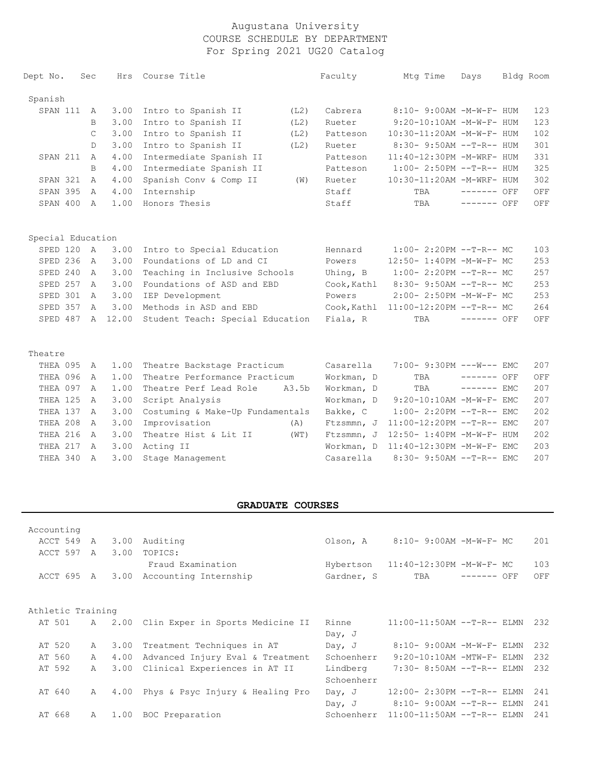# Augustana University
## COURSE SCHEDULE BY DEPARTMENT
### For Spring 2021 UG20 Catalog

| Dept No. | Sec | Hrs | Course Title | | Faculty | Mtg Time | Days | Bldg | Room |
|---|---|---|---|---|---|---|---|---|---|
| **Spanish** | | | | | | | | | |
| SPAN 111 | A | 3.00 | Intro to Spanish II | (L2) | Cabrera | 8:10- 9:00AM | -M-W-F- | HUM | 123 |
| | B | 3.00 | Intro to Spanish II | (L2) | Rueter | 9:20-10:10AM | -M-W-F- | HUM | 123 |
| | C | 3.00 | Intro to Spanish II | (L2) | Patteson | 10:30-11:20AM | -M-W-F- | HUM | 102 |
| | D | 3.00 | Intro to Spanish II | (L2) | Rueter | 8:30- 9:50AM | --T-R-- | HUM | 301 |
| SPAN 211 | A | 4.00 | Intermediate Spanish II | | Patteson | 11:40-12:30PM | -M-WRF- | HUM | 331 |
| | B | 4.00 | Intermediate Spanish II | | Patteson | 1:00- 2:50PM | --T-R-- | HUM | 325 |
| SPAN 321 | A | 4.00 | Spanish Conv & Comp II | (W) | Rueter | 10:30-11:20AM | -M-WRF- | HUM | 302 |
| SPAN 395 | A | 4.00 | Internship | | Staff | TBA | ------- | OFF | OFF |
| SPAN 400 | A | 1.00 | Honors Thesis | | Staff | TBA | ------- | OFF | OFF |
| **Special Education** | | | | | | | | | |
| SPED 120 | A | 3.00 | Intro to Special Education | | Hennard | 1:00- 2:20PM | --T-R-- | MC | 103 |
| SPED 236 | A | 3.00 | Foundations of LD and CI | | Powers | 12:50- 1:40PM | -M-W-F- | MC | 253 |
| SPED 240 | A | 3.00 | Teaching in Inclusive Schools | | Uhing, B | 1:00- 2:20PM | --T-R-- | MC | 257 |
| SPED 257 | A | 3.00 | Foundations of ASD and EBD | | Cook,Kathl | 8:30- 9:50AM | --T-R-- | MC | 253 |
| SPED 301 | A | 3.00 | IEP Development | | Powers | 2:00- 2:50PM | -M-W-F- | MC | 253 |
| SPED 357 | A | 3.00 | Methods in ASD and EBD | | Cook,Kathl | 11:00-12:20PM | --T-R-- | MC | 264 |
| SPED 487 | A | 12.00 | Student Teach: Special Education | | Fiala, R | TBA | ------- | OFF | OFF |
| **Theatre** | | | | | | | | | |
| THEA 095 | A | 1.00 | Theatre Backstage Practicum | | Casarella | 7:00- 9:30PM | ---W--- | EMC | 207 |
| THEA 096 | A | 1.00 | Theatre Performance Practicum | | Workman, D | TBA | ------- | OFF | OFF |
| THEA 097 | A | 1.00 | Theatre Perf Lead Role | A3.5b | Workman, D | TBA | ------- | EMC | 207 |
| THEA 125 | A | 3.00 | Script Analysis | | Workman, D | 9:20-10:10AM | -M-W-F- | EMC | 207 |
| THEA 137 | A | 3.00 | Costuming & Make-Up Fundamentals | | Bakke, C | 1:00- 2:20PM | --T-R-- | EMC | 202 |
| THEA 208 | A | 3.00 | Improvisation | (A) | Ftzsmmn, J | 11:00-12:20PM | --T-R-- | EMC | 207 |
| THEA 216 | A | 3.00 | Theatre Hist & Lit II | (WT) | Ftzsmmn, J | 12:50- 1:40PM | -M-W-F- | HUM | 202 |
| THEA 217 | A | 3.00 | Acting II | | Workman, D | 11:40-12:30PM | -M-W-F- | EMC | 203 |
| THEA 340 | A | 3.00 | Stage Management | | Casarella | 8:30- 9:50AM | --T-R-- | EMC | 207 |

## GRADUATE COURSES

| Dept No. | Sec | Hrs | Course Title | | Faculty | Mtg Time | Days | Bldg | Room |
|---|---|---|---|---|---|---|---|---|---|
| **Accounting** | | | | | | | | | |
| ACCT 549 | A | 3.00 | Auditing | | Olson, A | 8:10- 9:00AM | -M-W-F- | MC | 201 |
| ACCT 597 | A | 3.00 | TOPICS: | | | | | | |
| | | | Fraud Examination | | Hybertson | 11:40-12:30PM | -M-W-F- | MC | 103 |
| ACCT 695 | A | 3.00 | Accounting Internship | | Gardner, S | TBA | ------- | OFF | OFF |
| **Athletic Training** | | | | | | | | | |
| AT 501 | A | 2.00 | Clin Exper in Sports Medicine II | | Rinne | 11:00-11:50AM | --T-R-- | ELMN | 232 |
| | | | | | Day, J | | | | |
| AT 520 | A | 3.00 | Treatment Techniques in AT | | Day, J | 8:10- 9:00AM | -M-W-F- | ELMN | 232 |
| AT 560 | A | 4.00 | Advanced Injury Eval & Treatment | | Schoenherr | 9:20-10:10AM | -MTW-F- | ELMN | 232 |
| AT 592 | A | 3.00 | Clinical Experiences in AT II | | Lindberg | 7:30- 8:50AM | --T-R-- | ELMN | 232 |
| | | | | | Schoenherr | | | | |
| AT 640 | A | 4.00 | Phys & Psyc Injury & Healing Pro | | Day, J | 12:00- 2:30PM | --T-R-- | ELMN | 241 |
| | | | | | Day, J | 8:10- 9:00AM | --T-R-- | ELMN | 241 |
| AT 668 | A | 1.00 | BOC Preparation | | Schoenherr | 11:00-11:50AM | --T-R-- | ELMN | 241 |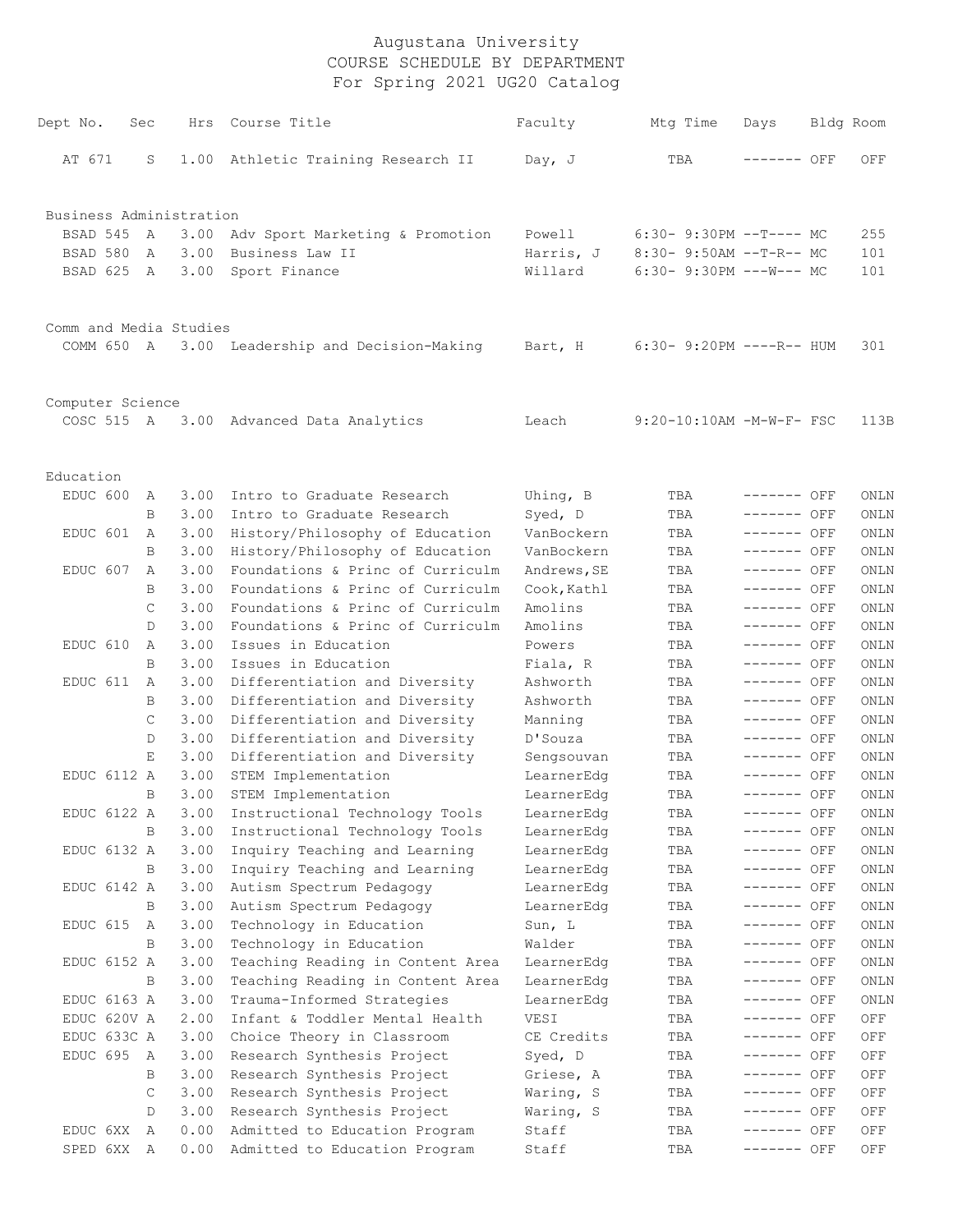# Augustana University
## COURSE SCHEDULE BY DEPARTMENT
### For Spring 2021 UG20 Catalog

| Dept No. | Sec | Hrs | Course Title | Faculty | Mtg Time | Days | Bldg | Room |
|---|---|---|---|---|---|---|---|---|
| AT 671 | S | 1.00 | Athletic Training Research II | Day, J | TBA | ------- | OFF | OFF |
| **Business Administration** | | | | | | | | |
| BSAD 545 | A | 3.00 | Adv Sport Marketing & Promotion | Powell | 6:30- 9:30PM | --T---- | MC | 255 |
| BSAD 580 | A | 3.00 | Business Law II | Harris, J | 8:30- 9:50AM | --T-R-- | MC | 101 |
| BSAD 625 | A | 3.00 | Sport Finance | Willard | 6:30- 9:30PM | ---W--- | MC | 101 |
| **Comm and Media Studies** | | | | | | | | |
| COMM 650 | A | 3.00 | Leadership and Decision-Making | Bart, H | 6:30- 9:20PM | ----R-- | HUM | 301 |
| **Computer Science** | | | | | | | | |
| COSC 515 | A | 3.00 | Advanced Data Analytics | Leach | 9:20-10:10AM | -M-W-F- | FSC | 113B |
| **Education** | | | | | | | | |
| EDUC 600 | A | 3.00 | Intro to Graduate Research | Uhing, B | TBA | ------- | OFF | ONLN |
| | B | 3.00 | Intro to Graduate Research | Syed, D | TBA | ------- | OFF | ONLN |
| EDUC 601 | A | 3.00 | History/Philosophy of Education | VanBockern | TBA | ------- | OFF | ONLN |
| | B | 3.00 | History/Philosophy of Education | VanBockern | TBA | ------- | OFF | ONLN |
| EDUC 607 | A | 3.00 | Foundations & Princ of Curriculm | Andrews,SE | TBA | ------- | OFF | ONLN |
| | B | 3.00 | Foundations & Princ of Curriculm | Cook,Kathl | TBA | ------- | OFF | ONLN |
| | C | 3.00 | Foundations & Princ of Curriculm | Amolins | TBA | ------- | OFF | ONLN |
| | D | 3.00 | Foundations & Princ of Curriculm | Amolins | TBA | ------- | OFF | ONLN |
| EDUC 610 | A | 3.00 | Issues in Education | Powers | TBA | ------- | OFF | ONLN |
| | B | 3.00 | Issues in Education | Fiala, R | TBA | ------- | OFF | ONLN |
| EDUC 611 | A | 3.00 | Differentiation and Diversity | Ashworth | TBA | ------- | OFF | ONLN |
| | B | 3.00 | Differentiation and Diversity | Ashworth | TBA | ------- | OFF | ONLN |
| | C | 3.00 | Differentiation and Diversity | Manning | TBA | ------- | OFF | ONLN |
| | D | 3.00 | Differentiation and Diversity | D'Souza | TBA | ------- | OFF | ONLN |
| | E | 3.00 | Differentiation and Diversity | Sengsouvan | TBA | ------- | OFF | ONLN |
| EDUC 6112 | A | 3.00 | STEM Implementation | LearnerEdg | TBA | ------- | OFF | ONLN |
| | B | 3.00 | STEM Implementation | LearnerEdg | TBA | ------- | OFF | ONLN |
| EDUC 6122 | A | 3.00 | Instructional Technology Tools | LearnerEdg | TBA | ------- | OFF | ONLN |
| | B | 3.00 | Instructional Technology Tools | LearnerEdg | TBA | ------- | OFF | ONLN |
| EDUC 6132 | A | 3.00 | Inquiry Teaching and Learning | LearnerEdg | TBA | ------- | OFF | ONLN |
| | B | 3.00 | Inquiry Teaching and Learning | LearnerEdg | TBA | ------- | OFF | ONLN |
| EDUC 6142 | A | 3.00 | Autism Spectrum Pedagogy | LearnerEdg | TBA | ------- | OFF | ONLN |
| | B | 3.00 | Autism Spectrum Pedagogy | LearnerEdg | TBA | ------- | OFF | ONLN |
| EDUC 615 | A | 3.00 | Technology in Education | Sun, L | TBA | ------- | OFF | ONLN |
| | B | 3.00 | Technology in Education | Walder | TBA | ------- | OFF | ONLN |
| EDUC 6152 | A | 3.00 | Teaching Reading in Content Area | LearnerEdg | TBA | ------- | OFF | ONLN |
| | B | 3.00 | Teaching Reading in Content Area | LearnerEdg | TBA | ------- | OFF | ONLN |
| EDUC 6163 | A | 3.00 | Trauma-Informed Strategies | LearnerEdg | TBA | ------- | OFF | ONLN |
| EDUC 620V | A | 2.00 | Infant & Toddler Mental Health | VESI | TBA | ------- | OFF | OFF |
| EDUC 633C | A | 3.00 | Choice Theory in Classroom | CE Credits | TBA | ------- | OFF | OFF |
| EDUC 695 | A | 3.00 | Research Synthesis Project | Syed, D | TBA | ------- | OFF | OFF |
| | B | 3.00 | Research Synthesis Project | Griese, A | TBA | ------- | OFF | OFF |
| | C | 3.00 | Research Synthesis Project | Waring, S | TBA | ------- | OFF | OFF |
| | D | 3.00 | Research Synthesis Project | Waring, S | TBA | ------- | OFF | OFF |
| EDUC 6XX | A | 0.00 | Admitted to Education Program | Staff | TBA | ------- | OFF | OFF |
| SPED 6XX | A | 0.00 | Admitted to Education Program | Staff | TBA | ------- | OFF | OFF |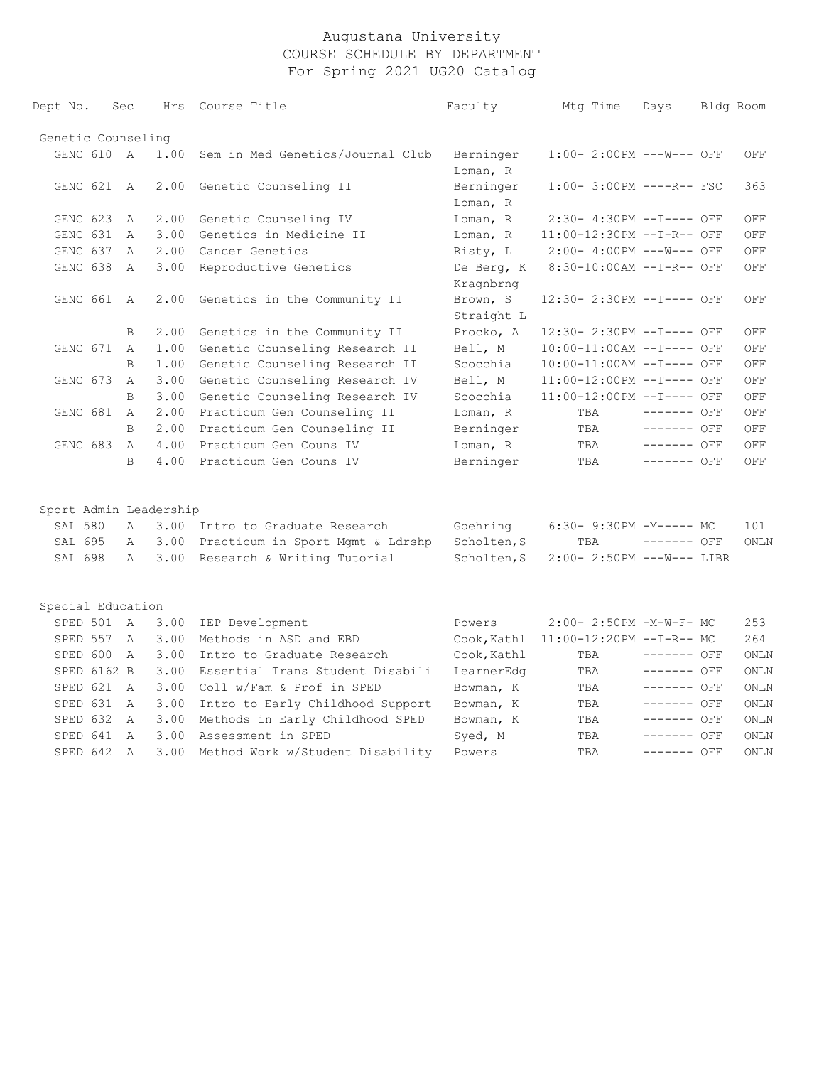# Augustana University
## COURSE SCHEDULE BY DEPARTMENT
### For Spring 2021 UG20 Catalog

| Dept No. | Sec | Hrs | Course Title | Faculty | Mtg Time | Days | Bldg | Room |
|---|---|---|---|---|---|---|---|---|
| **Genetic Counseling** | | | | | | | | |
| GENC 610 | A | 1.00 | Sem in Med Genetics/Journal Club | Berninger<br>Loman, R | 1:00- 2:00PM | ---W--- | OFF | OFF |
| GENC 621 | A | 2.00 | Genetic Counseling II | Berninger<br>Loman, R | 1:00- 3:00PM | ----R-- | FSC | 363 |
| GENC 623 | A | 2.00 | Genetic Counseling IV | Loman, R | 2:30- 4:30PM | --T---- | OFF | OFF |
| GENC 631 | A | 3.00 | Genetics in Medicine II | Loman, R | 11:00-12:30PM | --T-R-- | OFF | OFF |
| GENC 637 | A | 2.00 | Cancer Genetics | Risty, L | 2:00- 4:00PM | ---W--- | OFF | OFF |
| GENC 638 | A | 3.00 | Reproductive Genetics | De Berg, K<br>Kragnbrng | 8:30-10:00AM | --T-R-- | OFF | OFF |
| GENC 661 | A | 2.00 | Genetics in the Community II | Brown, S<br>Straight L | 12:30- 2:30PM | --T---- | OFF | OFF |
| | B | 2.00 | Genetics in the Community II | Procko, A | 12:30- 2:30PM | --T---- | OFF | OFF |
| GENC 671 | A | 1.00 | Genetic Counseling Research II | Bell, M | 10:00-11:00AM | --T---- | OFF | OFF |
| | B | 1.00 | Genetic Counseling Research II | Scocchia | 10:00-11:00AM | --T---- | OFF | OFF |
| GENC 673 | A | 3.00 | Genetic Counseling Research IV | Bell, M | 11:00-12:00PM | --T---- | OFF | OFF |
| | B | 3.00 | Genetic Counseling Research IV | Scocchia | 11:00-12:00PM | --T---- | OFF | OFF |
| GENC 681 | A | 2.00 | Practicum Gen Counseling II | Loman, R | TBA | ------- | OFF | OFF |
| | B | 2.00 | Practicum Gen Counseling II | Berninger | TBA | ------- | OFF | OFF |
| GENC 683 | A | 4.00 | Practicum Gen Couns IV | Loman, R | TBA | ------- | OFF | OFF |
| | B | 4.00 | Practicum Gen Couns IV | Berninger | TBA | ------- | OFF | OFF |
| **Sport Admin Leadership** | | | | | | | | |
| SAL 580 | A | 3.00 | Intro to Graduate Research | Goehring | 6:30- 9:30PM | -M----- | MC | 101 |
| SAL 695 | A | 3.00 | Practicum in Sport Mgmt & Ldrshp | Scholten,S | TBA | ------- | OFF | ONLN |
| SAL 698 | A | 3.00 | Research & Writing Tutorial | Scholten,S | 2:00- 2:50PM | ---W--- | LIBR | |
| **Special Education** | | | | | | | | |
| SPED 501 | A | 3.00 | IEP Development | Powers | 2:00- 2:50PM | -M-W-F- | MC | 253 |
| SPED 557 | A | 3.00 | Methods in ASD and EBD | Cook,Kathl | 11:00-12:20PM | --T-R-- | MC | 264 |
| SPED 600 | A | 3.00 | Intro to Graduate Research | Cook,Kathl | TBA | ------- | OFF | ONLN |
| SPED 6162 | B | 3.00 | Essential Trans Student Disabili | LearnerEdg | TBA | ------- | OFF | ONLN |
| SPED 621 | A | 3.00 | Coll w/Fam & Prof in SPED | Bowman, K | TBA | ------- | OFF | ONLN |
| SPED 631 | A | 3.00 | Intro to Early Childhood Support | Bowman, K | TBA | ------- | OFF | ONLN |
| SPED 632 | A | 3.00 | Methods in Early Childhood SPED | Bowman, K | TBA | ------- | OFF | ONLN |
| SPED 641 | A | 3.00 | Assessment in SPED | Syed, M | TBA | ------- | OFF | ONLN |
| SPED 642 | A | 3.00 | Method Work w/Student Disability | Powers | TBA | ------- | OFF | ONLN |